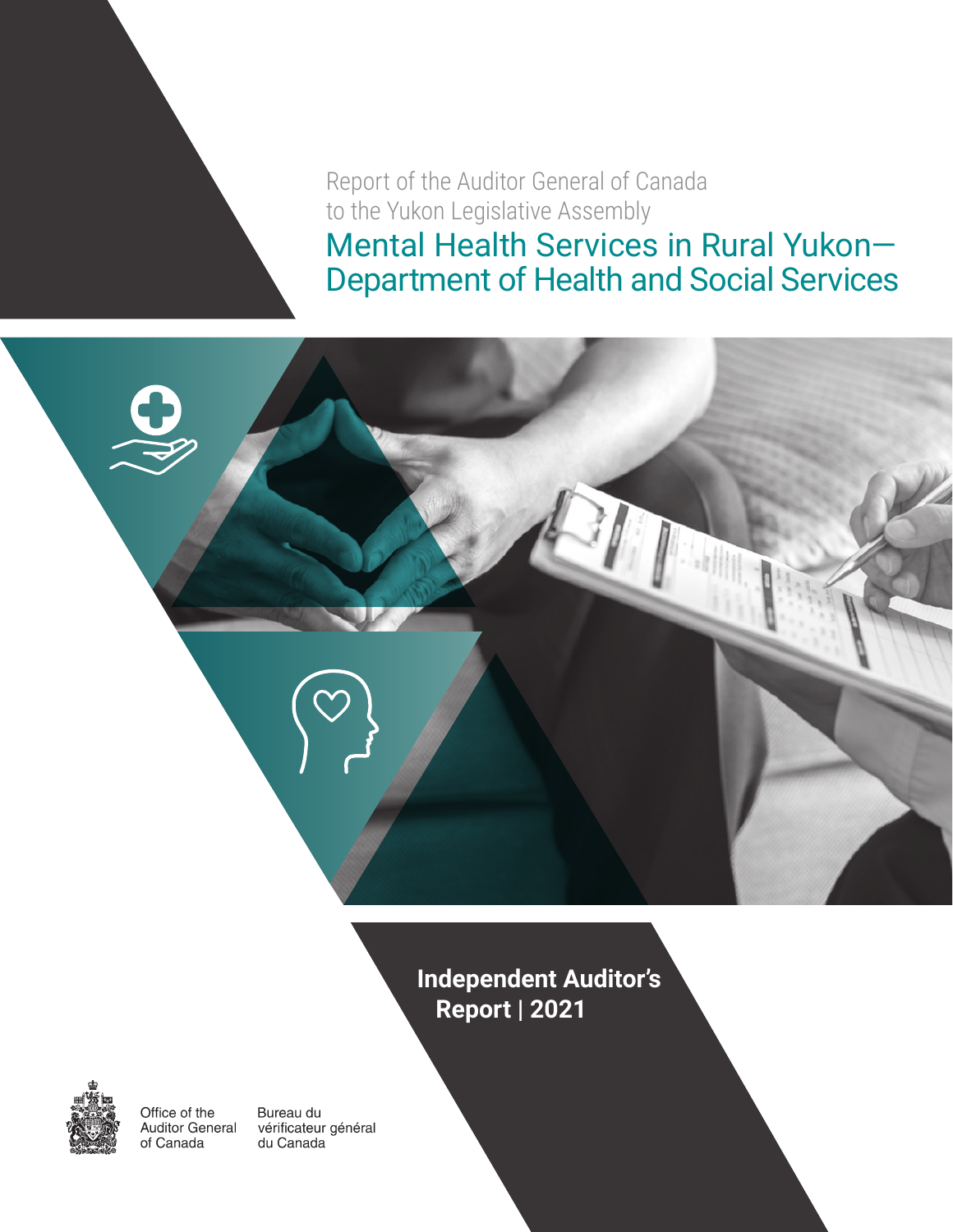Report of the Auditor General of Canada
to the Yukon Legislative Assembly

# Mental Health Services in Rural Yukon—Department of Health and Social Services

**Independent Auditor's Report | 2021**

Office of the Auditor General of Canada

Bureau du vérificateur général du Canada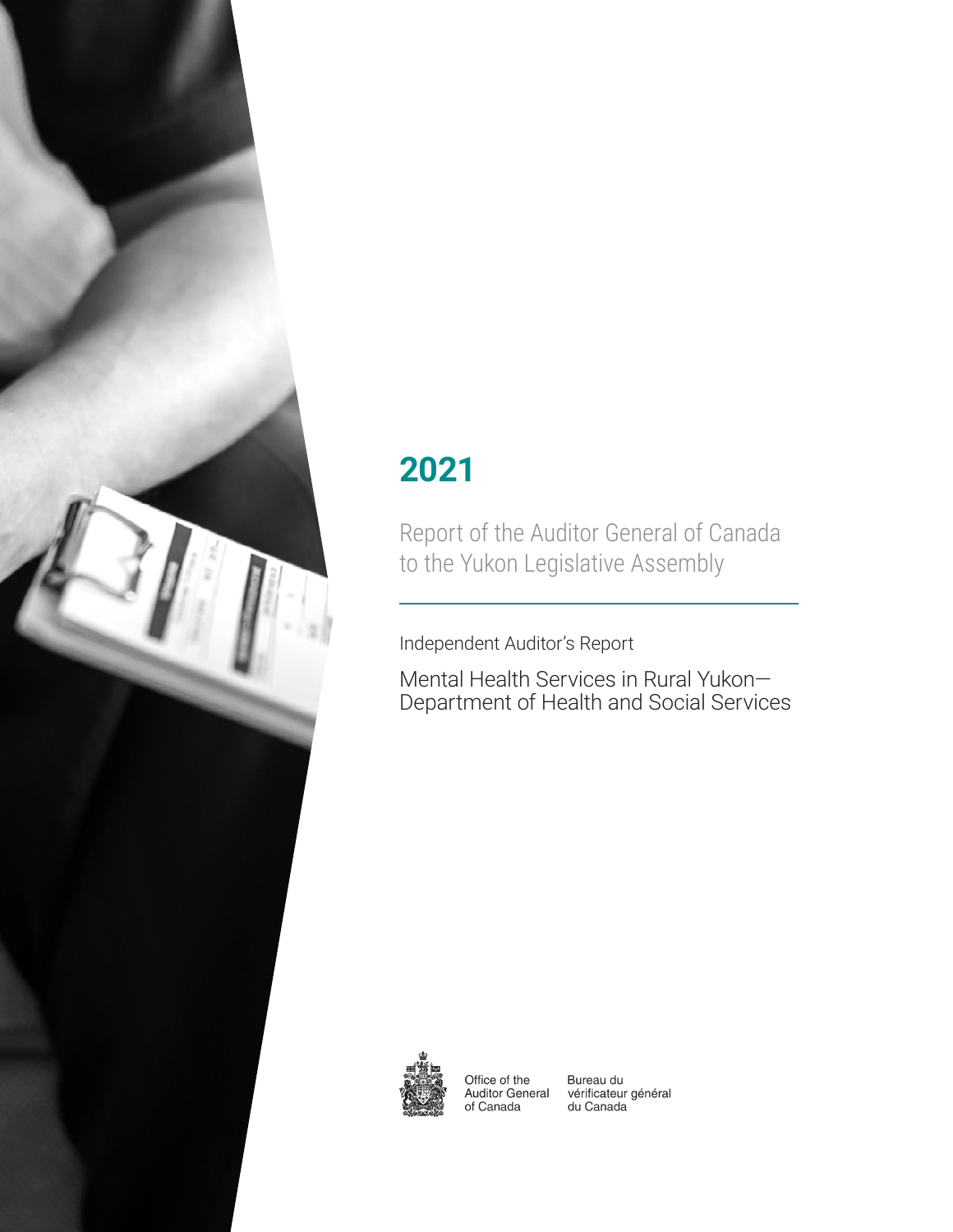# 2021

Report of the Auditor General of Canada to the Yukon Legislative Assembly

Independent Auditor's Report

Mental Health Services in Rural Yukon—Department of Health and Social Services

Office of the Auditor General of Canada

Bureau du vérificateur général du Canada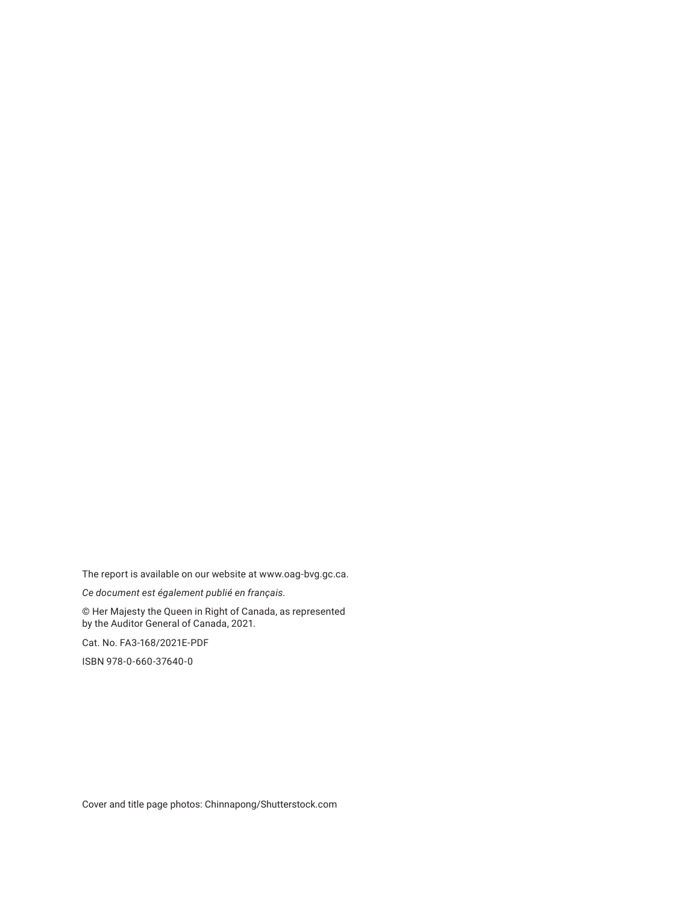The report is available on our website at www.oag-bvg.gc.ca.

*Ce document est également publié en français.*

© Her Majesty the Queen in Right of Canada, as represented by the Auditor General of Canada, 2021.

Cat. No. FA3-168/2021E-PDF

ISBN 978-0-660-37640-0

Cover and title page photos: Chinnapong/Shutterstock.com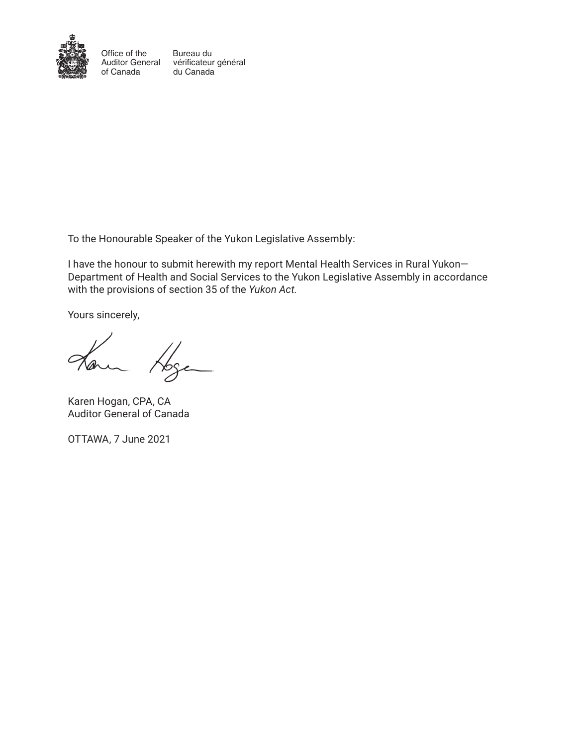Office of the Auditor General of Canada

Bureau du vérificateur général du Canada

To the Honourable Speaker of the Yukon Legislative Assembly:

I have the honour to submit herewith my report Mental Health Services in Rural Yukon—Department of Health and Social Services to the Yukon Legislative Assembly in accordance with the provisions of section 35 of the *Yukon Act*.

Yours sincerely,

Karen Hogan, CPA, CA
Auditor General of Canada

OTTAWA, 7 June 2021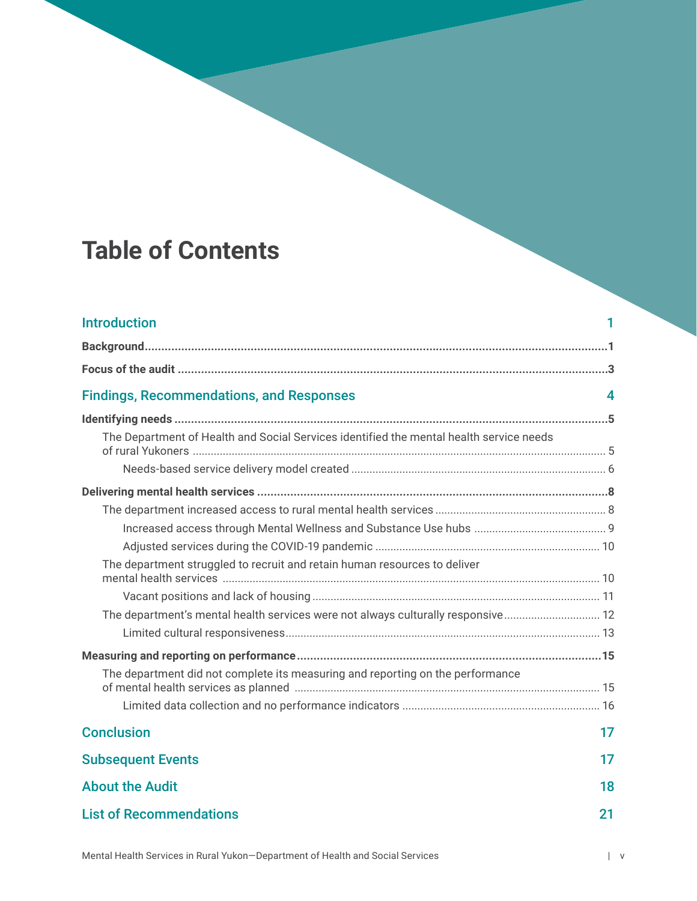# Table of Contents

- **Introduction** — 1
  - **Background** — 1
  - **Focus of the audit** — 3
- **Findings, Recommendations, and Responses** — 4
  - **Identifying needs** — 5
    - The Department of Health and Social Services identified the mental health service needs of rural Yukoners — 5
      - Needs-based service delivery model created — 6
  - **Delivering mental health services** — 8
    - The department increased access to rural mental health services — 8
      - Increased access through Mental Wellness and Substance Use hubs — 9
      - Adjusted services during the COVID-19 pandemic — 10
    - The department struggled to recruit and retain human resources to deliver mental health services — 10
      - Vacant positions and lack of housing — 11
    - The department's mental health services were not always culturally responsive — 12
      - Limited cultural responsiveness — 13
  - **Measuring and reporting on performance** — 15
    - The department did not complete its measuring and reporting on the performance of mental health services as planned — 15
      - Limited data collection and no performance indicators — 16
- **Conclusion** — 17
- **Subsequent Events** — 17
- **About the Audit** — 18
- **List of Recommendations** — 21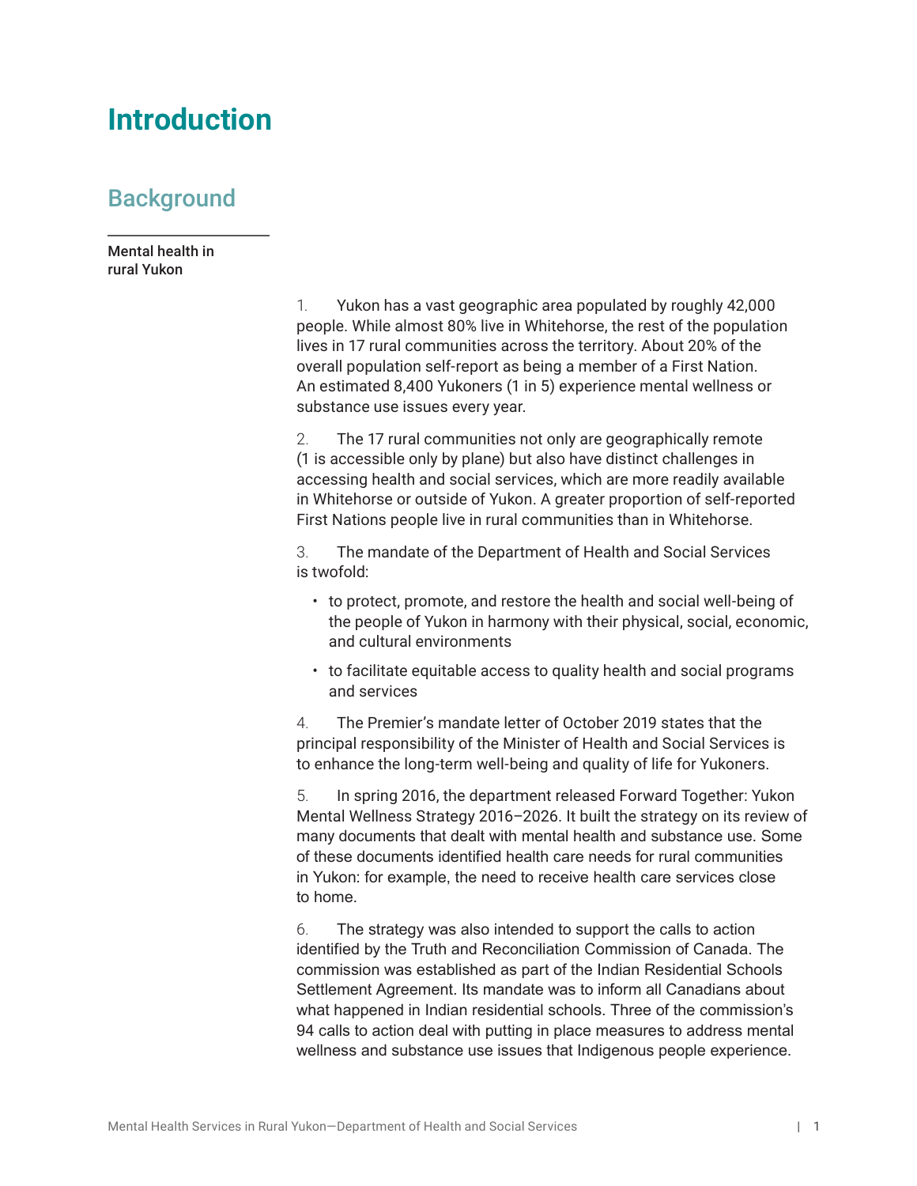# Introduction

## Background

### Mental health in rural Yukon

1. Yukon has a vast geographic area populated by roughly 42,000 people. While almost 80% live in Whitehorse, the rest of the population lives in 17 rural communities across the territory. About 20% of the overall population self-report as being a member of a First Nation. An estimated 8,400 Yukoners (1 in 5) experience mental wellness or substance use issues every year.

2. The 17 rural communities not only are geographically remote (1 is accessible only by plane) but also have distinct challenges in accessing health and social services, which are more readily available in Whitehorse or outside of Yukon. A greater proportion of self-reported First Nations people live in rural communities than in Whitehorse.

3. The mandate of the Department of Health and Social Services is twofold:

- to protect, promote, and restore the health and social well-being of the people of Yukon in harmony with their physical, social, economic, and cultural environments
- to facilitate equitable access to quality health and social programs and services

4. The Premier's mandate letter of October 2019 states that the principal responsibility of the Minister of Health and Social Services is to enhance the long-term well-being and quality of life for Yukoners.

5. In spring 2016, the department released Forward Together: Yukon Mental Wellness Strategy 2016–2026. It built the strategy on its review of many documents that dealt with mental health and substance use. Some of these documents identified health care needs for rural communities in Yukon: for example, the need to receive health care services close to home.

6. The strategy was also intended to support the calls to action identified by the Truth and Reconciliation Commission of Canada. The commission was established as part of the Indian Residential Schools Settlement Agreement. Its mandate was to inform all Canadians about what happened in Indian residential schools. Three of the commission's 94 calls to action deal with putting in place measures to address mental wellness and substance use issues that Indigenous people experience.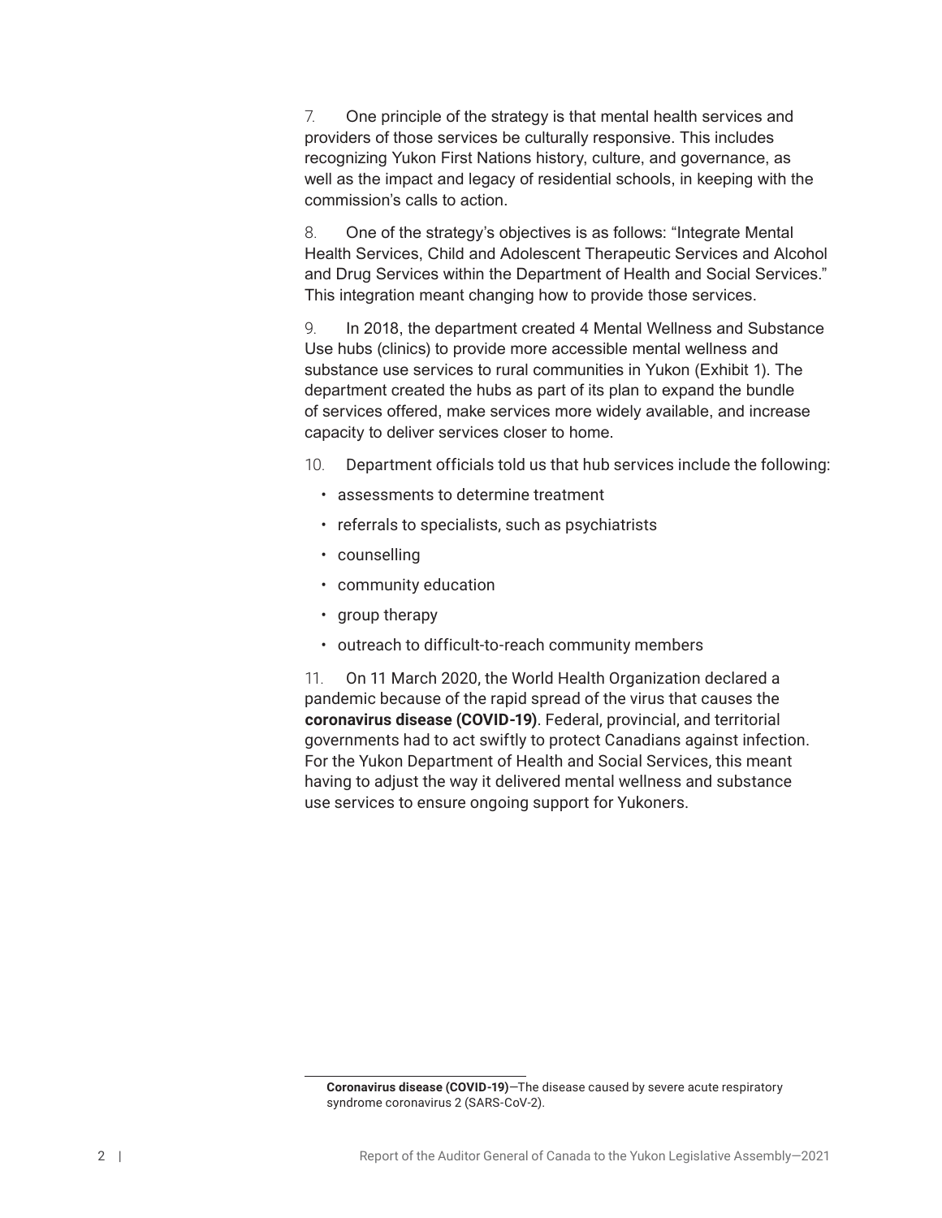7. One principle of the strategy is that mental health services and providers of those services be culturally responsive. This includes recognizing Yukon First Nations history, culture, and governance, as well as the impact and legacy of residential schools, in keeping with the commission's calls to action.

8. One of the strategy's objectives is as follows: "Integrate Mental Health Services, Child and Adolescent Therapeutic Services and Alcohol and Drug Services within the Department of Health and Social Services." This integration meant changing how to provide those services.

9. In 2018, the department created 4 Mental Wellness and Substance Use hubs (clinics) to provide more accessible mental wellness and substance use services to rural communities in Yukon (Exhibit 1). The department created the hubs as part of its plan to expand the bundle of services offered, make services more widely available, and increase capacity to deliver services closer to home.

10. Department officials told us that hub services include the following:

- assessments to determine treatment
- referrals to specialists, such as psychiatrists
- counselling
- community education
- group therapy
- outreach to difficult-to-reach community members

11. On 11 March 2020, the World Health Organization declared a pandemic because of the rapid spread of the virus that causes the **coronavirus disease (COVID-19)**. Federal, provincial, and territorial governments had to act swiftly to protect Canadians against infection. For the Yukon Department of Health and Social Services, this meant having to adjust the way it delivered mental wellness and substance use services to ensure ongoing support for Yukoners.

---

**Coronavirus disease (COVID-19)**—The disease caused by severe acute respiratory syndrome coronavirus 2 (SARS-CoV-2).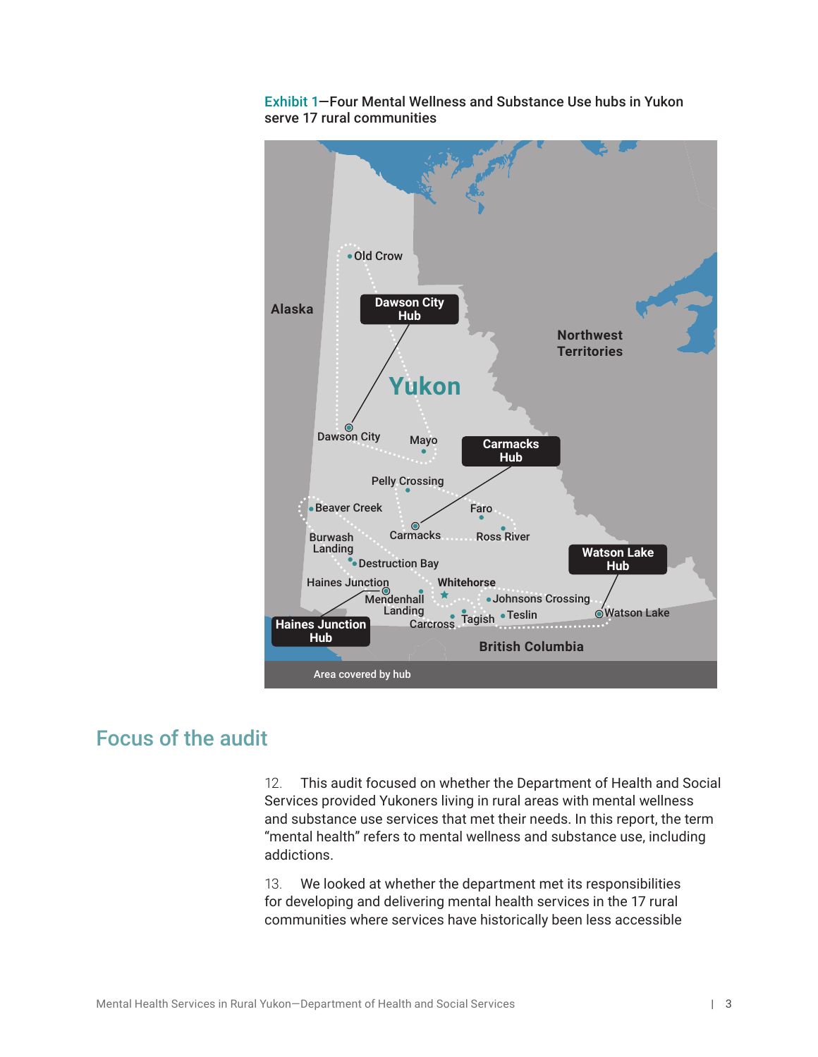Exhibit 1—Four Mental Wellness and Substance Use hubs in Yukon serve 17 rural communities

Dawson City Hub

Carmacks Hub

Watson Lake Hub

Haines Junction Hub

Area covered by hub

## Focus of the audit

12. This audit focused on whether the Department of Health and Social Services provided Yukoners living in rural areas with mental wellness and substance use services that met their needs. In this report, the term "mental health" refers to mental wellness and substance use, including addictions.

13. We looked at whether the department met its responsibilities for developing and delivering mental health services in the 17 rural communities where services have historically been less accessible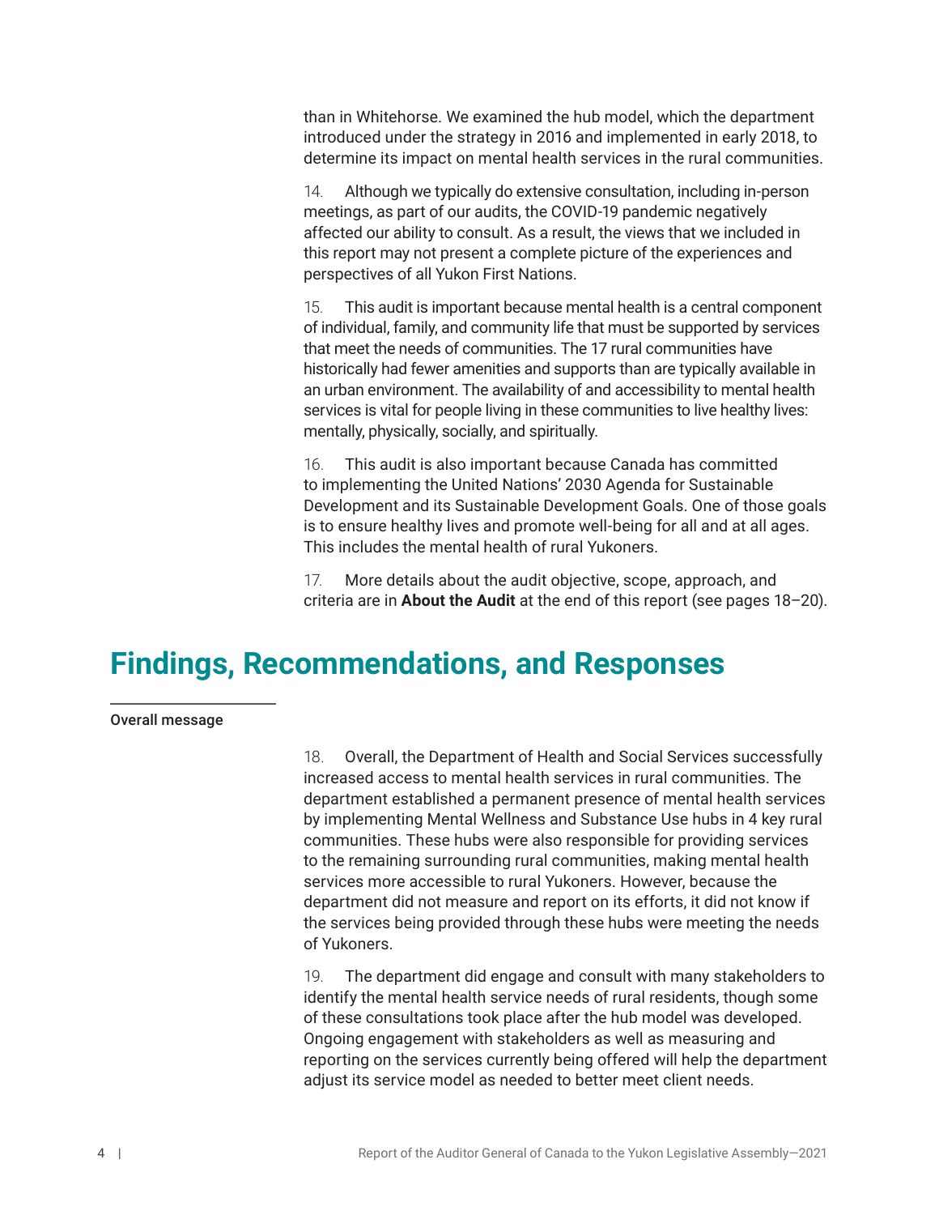than in Whitehorse. We examined the hub model, which the department introduced under the strategy in 2016 and implemented in early 2018, to determine its impact on mental health services in the rural communities.

14. Although we typically do extensive consultation, including in-person meetings, as part of our audits, the COVID-19 pandemic negatively affected our ability to consult. As a result, the views that we included in this report may not present a complete picture of the experiences and perspectives of all Yukon First Nations.

15. This audit is important because mental health is a central component of individual, family, and community life that must be supported by services that meet the needs of communities. The 17 rural communities have historically had fewer amenities and supports than are typically available in an urban environment. The availability of and accessibility to mental health services is vital for people living in these communities to live healthy lives: mentally, physically, socially, and spiritually.

16. This audit is also important because Canada has committed to implementing the United Nations' 2030 Agenda for Sustainable Development and its Sustainable Development Goals. One of those goals is to ensure healthy lives and promote well-being for all and at all ages. This includes the mental health of rural Yukoners.

17. More details about the audit objective, scope, approach, and criteria are in **About the Audit** at the end of this report (see pages 18–20).

# Findings, Recommendations, and Responses

## Overall message

18. Overall, the Department of Health and Social Services successfully increased access to mental health services in rural communities. The department established a permanent presence of mental health services by implementing Mental Wellness and Substance Use hubs in 4 key rural communities. These hubs were also responsible for providing services to the remaining surrounding rural communities, making mental health services more accessible to rural Yukoners. However, because the department did not measure and report on its efforts, it did not know if the services being provided through these hubs were meeting the needs of Yukoners.

19. The department did engage and consult with many stakeholders to identify the mental health service needs of rural residents, though some of these consultations took place after the hub model was developed. Ongoing engagement with stakeholders as well as measuring and reporting on the services currently being offered will help the department adjust its service model as needed to better meet client needs.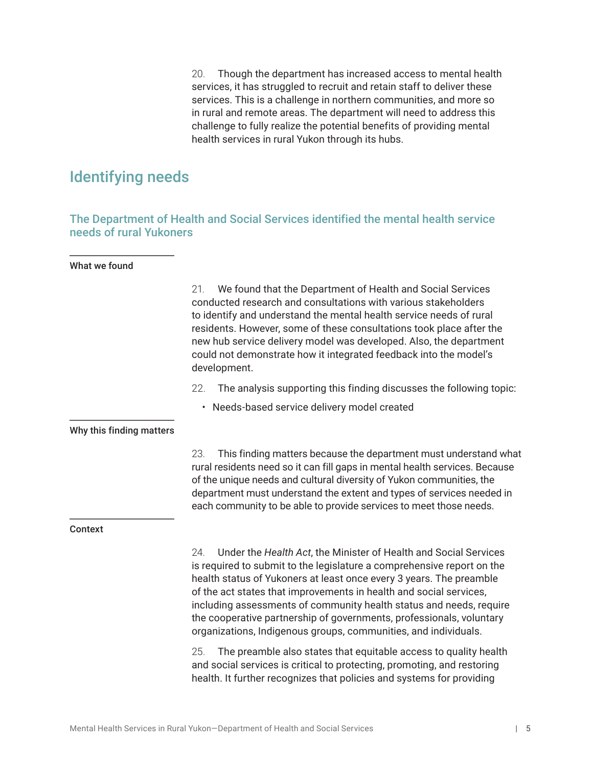20. Though the department has increased access to mental health services, it has struggled to recruit and retain staff to deliver these services. This is a challenge in northern communities, and more so in rural and remote areas. The department will need to address this challenge to fully realize the potential benefits of providing mental health services in rural Yukon through its hubs.

## Identifying needs

### The Department of Health and Social Services identified the mental health service needs of rural Yukoners

#### What we found

21. We found that the Department of Health and Social Services conducted research and consultations with various stakeholders to identify and understand the mental health service needs of rural residents. However, some of these consultations took place after the new hub service delivery model was developed. Also, the department could not demonstrate how it integrated feedback into the model's development.

22. The analysis supporting this finding discusses the following topic:

- Needs-based service delivery model created

#### Why this finding matters

23. This finding matters because the department must understand what rural residents need so it can fill gaps in mental health services. Because of the unique needs and cultural diversity of Yukon communities, the department must understand the extent and types of services needed in each community to be able to provide services to meet those needs.

#### Context

24. Under the *Health Act*, the Minister of Health and Social Services is required to submit to the legislature a comprehensive report on the health status of Yukoners at least once every 3 years. The preamble of the act states that improvements in health and social services, including assessments of community health status and needs, require the cooperative partnership of governments, professionals, voluntary organizations, Indigenous groups, communities, and individuals.

25. The preamble also states that equitable access to quality health and social services is critical to protecting, promoting, and restoring health. It further recognizes that policies and systems for providing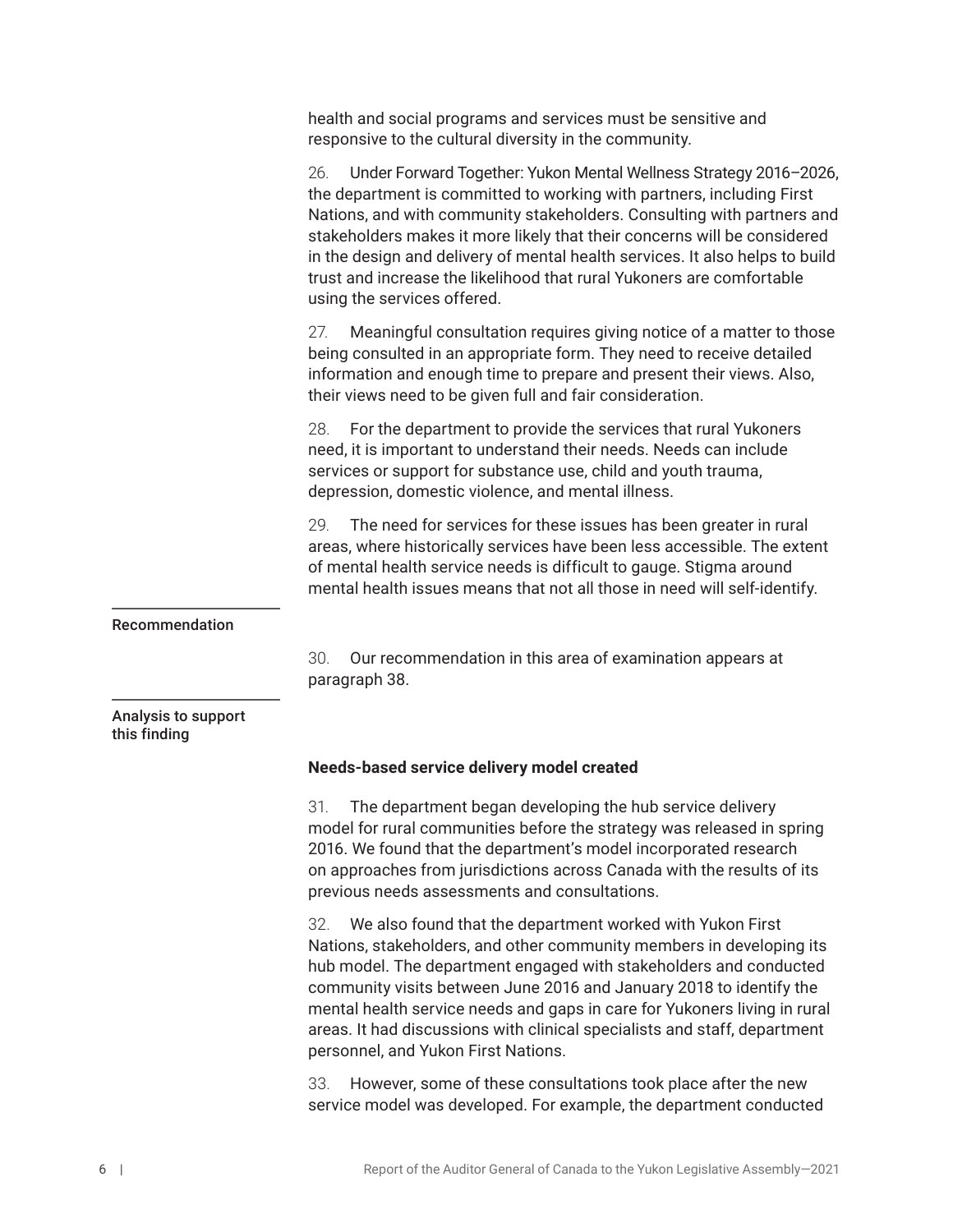health and social programs and services must be sensitive and responsive to the cultural diversity in the community.

26. Under Forward Together: Yukon Mental Wellness Strategy 2016–2026, the department is committed to working with partners, including First Nations, and with community stakeholders. Consulting with partners and stakeholders makes it more likely that their concerns will be considered in the design and delivery of mental health services. It also helps to build trust and increase the likelihood that rural Yukoners are comfortable using the services offered.

27. Meaningful consultation requires giving notice of a matter to those being consulted in an appropriate form. They need to receive detailed information and enough time to prepare and present their views. Also, their views need to be given full and fair consideration.

28. For the department to provide the services that rural Yukoners need, it is important to understand their needs. Needs can include services or support for substance use, child and youth trauma, depression, domestic violence, and mental illness.

29. The need for services for these issues has been greater in rural areas, where historically services have been less accessible. The extent of mental health service needs is difficult to gauge. Stigma around mental health issues means that not all those in need will self-identify.

Recommendation

30. Our recommendation in this area of examination appears at paragraph 38.

Analysis to support this finding

**Needs-based service delivery model created**

31. The department began developing the hub service delivery model for rural communities before the strategy was released in spring 2016. We found that the department's model incorporated research on approaches from jurisdictions across Canada with the results of its previous needs assessments and consultations.

32. We also found that the department worked with Yukon First Nations, stakeholders, and other community members in developing its hub model. The department engaged with stakeholders and conducted community visits between June 2016 and January 2018 to identify the mental health service needs and gaps in care for Yukoners living in rural areas. It had discussions with clinical specialists and staff, department personnel, and Yukon First Nations.

33. However, some of these consultations took place after the new service model was developed. For example, the department conducted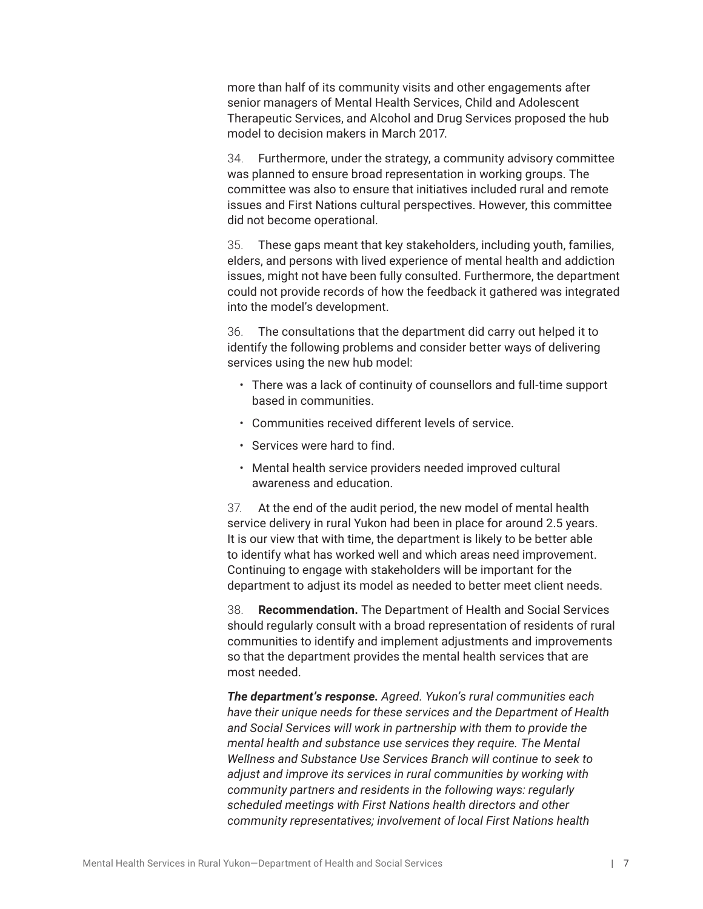more than half of its community visits and other engagements after senior managers of Mental Health Services, Child and Adolescent Therapeutic Services, and Alcohol and Drug Services proposed the hub model to decision makers in March 2017.

34. Furthermore, under the strategy, a community advisory committee was planned to ensure broad representation in working groups. The committee was also to ensure that initiatives included rural and remote issues and First Nations cultural perspectives. However, this committee did not become operational.

35. These gaps meant that key stakeholders, including youth, families, elders, and persons with lived experience of mental health and addiction issues, might not have been fully consulted. Furthermore, the department could not provide records of how the feedback it gathered was integrated into the model's development.

36. The consultations that the department did carry out helped it to identify the following problems and consider better ways of delivering services using the new hub model:

- There was a lack of continuity of counsellors and full-time support based in communities.
- Communities received different levels of service.
- Services were hard to find.
- Mental health service providers needed improved cultural awareness and education.

37. At the end of the audit period, the new model of mental health service delivery in rural Yukon had been in place for around 2.5 years. It is our view that with time, the department is likely to be better able to identify what has worked well and which areas need improvement. Continuing to engage with stakeholders will be important for the department to adjust its model as needed to better meet client needs.

38. **Recommendation.** The Department of Health and Social Services should regularly consult with a broad representation of residents of rural communities to identify and implement adjustments and improvements so that the department provides the mental health services that are most needed.

***The department's response.*** *Agreed. Yukon's rural communities each have their unique needs for these services and the Department of Health and Social Services will work in partnership with them to provide the mental health and substance use services they require. The Mental Wellness and Substance Use Services Branch will continue to seek to adjust and improve its services in rural communities by working with community partners and residents in the following ways: regularly scheduled meetings with First Nations health directors and other community representatives; involvement of local First Nations health*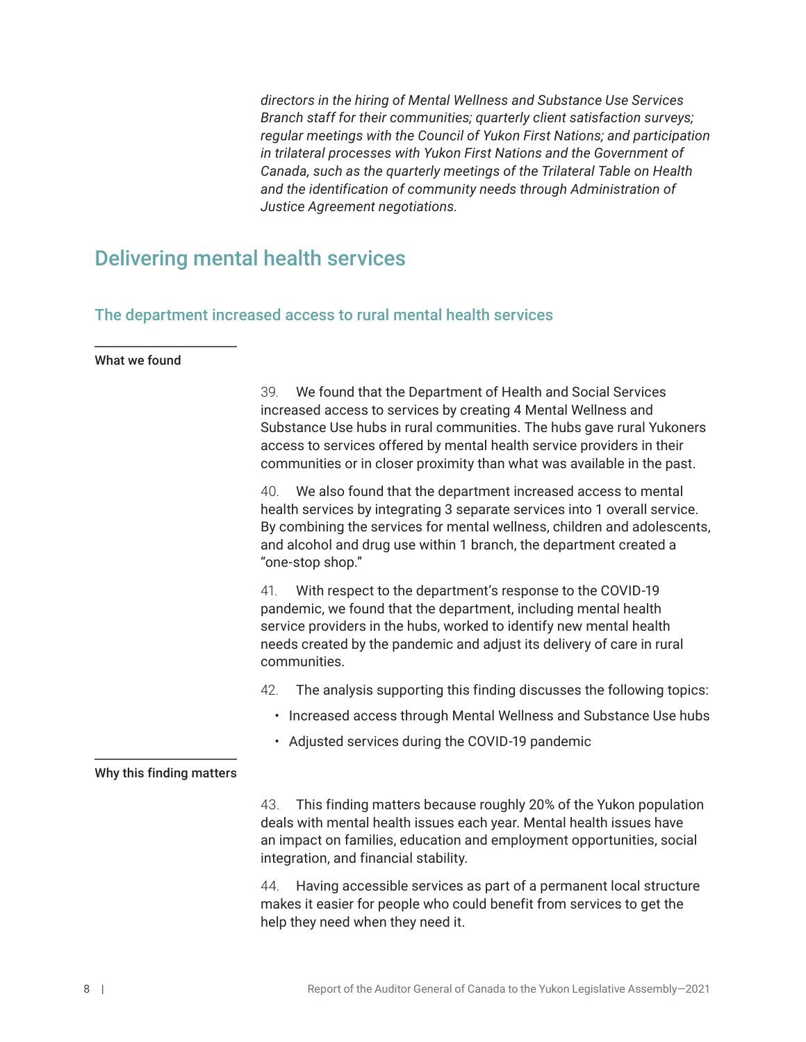*directors in the hiring of Mental Wellness and Substance Use Services Branch staff for their communities; quarterly client satisfaction surveys; regular meetings with the Council of Yukon First Nations; and participation in trilateral processes with Yukon First Nations and the Government of Canada, such as the quarterly meetings of the Trilateral Table on Health and the identification of community needs through Administration of Justice Agreement negotiations.*

## Delivering mental health services

### The department increased access to rural mental health services

#### What we found

39. We found that the Department of Health and Social Services increased access to services by creating 4 Mental Wellness and Substance Use hubs in rural communities. The hubs gave rural Yukoners access to services offered by mental health service providers in their communities or in closer proximity than what was available in the past.

40. We also found that the department increased access to mental health services by integrating 3 separate services into 1 overall service. By combining the services for mental wellness, children and adolescents, and alcohol and drug use within 1 branch, the department created a "one-stop shop."

41. With respect to the department's response to the COVID-19 pandemic, we found that the department, including mental health service providers in the hubs, worked to identify new mental health needs created by the pandemic and adjust its delivery of care in rural communities.

42. The analysis supporting this finding discusses the following topics:

- Increased access through Mental Wellness and Substance Use hubs
- Adjusted services during the COVID-19 pandemic

#### Why this finding matters

43. This finding matters because roughly 20% of the Yukon population deals with mental health issues each year. Mental health issues have an impact on families, education and employment opportunities, social integration, and financial stability.

44. Having accessible services as part of a permanent local structure makes it easier for people who could benefit from services to get the help they need when they need it.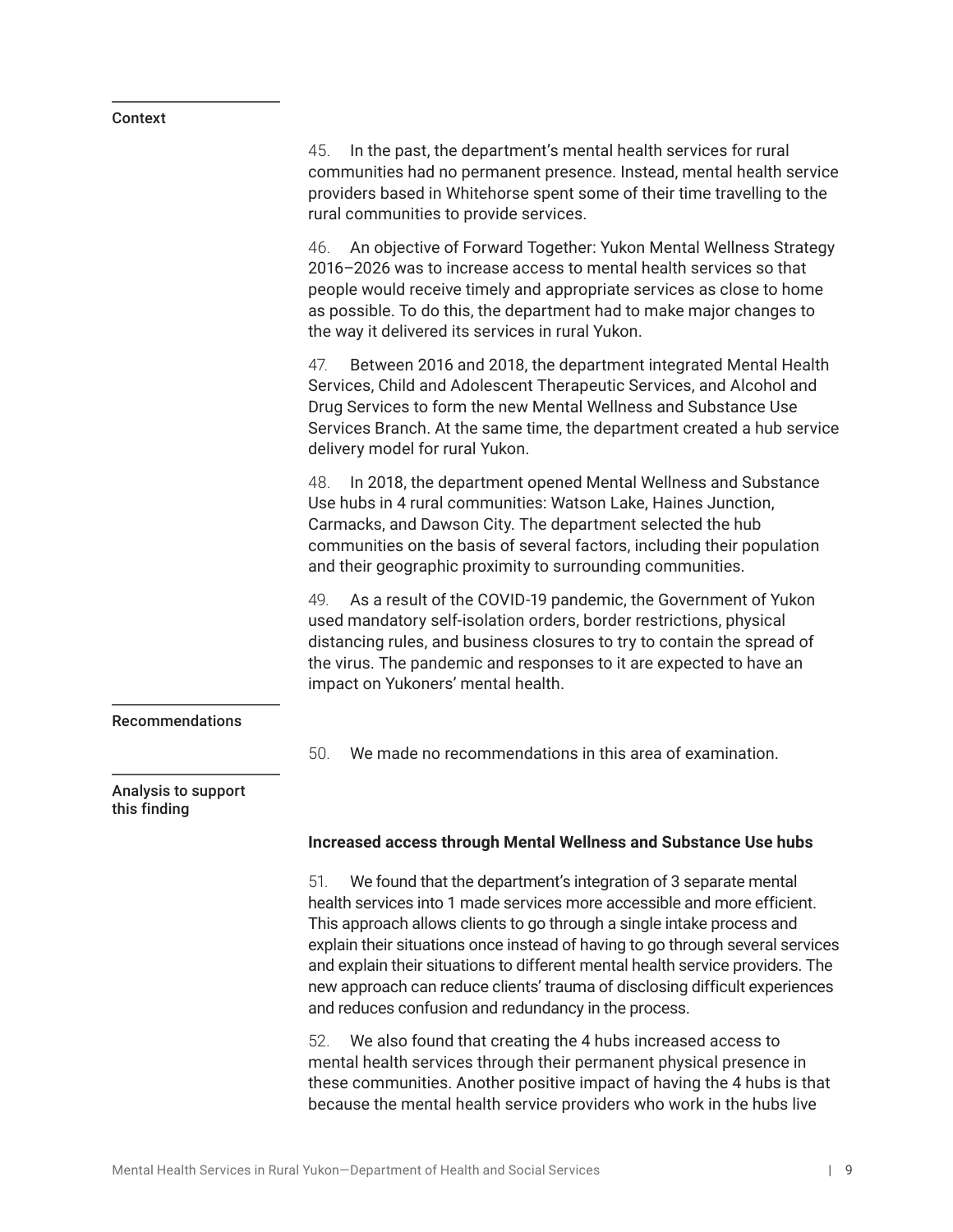## Context

45. In the past, the department's mental health services for rural communities had no permanent presence. Instead, mental health service providers based in Whitehorse spent some of their time travelling to the rural communities to provide services.

46. An objective of Forward Together: Yukon Mental Wellness Strategy 2016–2026 was to increase access to mental health services so that people would receive timely and appropriate services as close to home as possible. To do this, the department had to make major changes to the way it delivered its services in rural Yukon.

47. Between 2016 and 2018, the department integrated Mental Health Services, Child and Adolescent Therapeutic Services, and Alcohol and Drug Services to form the new Mental Wellness and Substance Use Services Branch. At the same time, the department created a hub service delivery model for rural Yukon.

48. In 2018, the department opened Mental Wellness and Substance Use hubs in 4 rural communities: Watson Lake, Haines Junction, Carmacks, and Dawson City. The department selected the hub communities on the basis of several factors, including their population and their geographic proximity to surrounding communities.

49. As a result of the COVID-19 pandemic, the Government of Yukon used mandatory self-isolation orders, border restrictions, physical distancing rules, and business closures to try to contain the spread of the virus. The pandemic and responses to it are expected to have an impact on Yukoners' mental health.

## Recommendations

50. We made no recommendations in this area of examination.

## Analysis to support this finding

### Increased access through Mental Wellness and Substance Use hubs

51. We found that the department's integration of 3 separate mental health services into 1 made services more accessible and more efficient. This approach allows clients to go through a single intake process and explain their situations once instead of having to go through several services and explain their situations to different mental health service providers. The new approach can reduce clients' trauma of disclosing difficult experiences and reduces confusion and redundancy in the process.

52. We also found that creating the 4 hubs increased access to mental health services through their permanent physical presence in these communities. Another positive impact of having the 4 hubs is that because the mental health service providers who work in the hubs live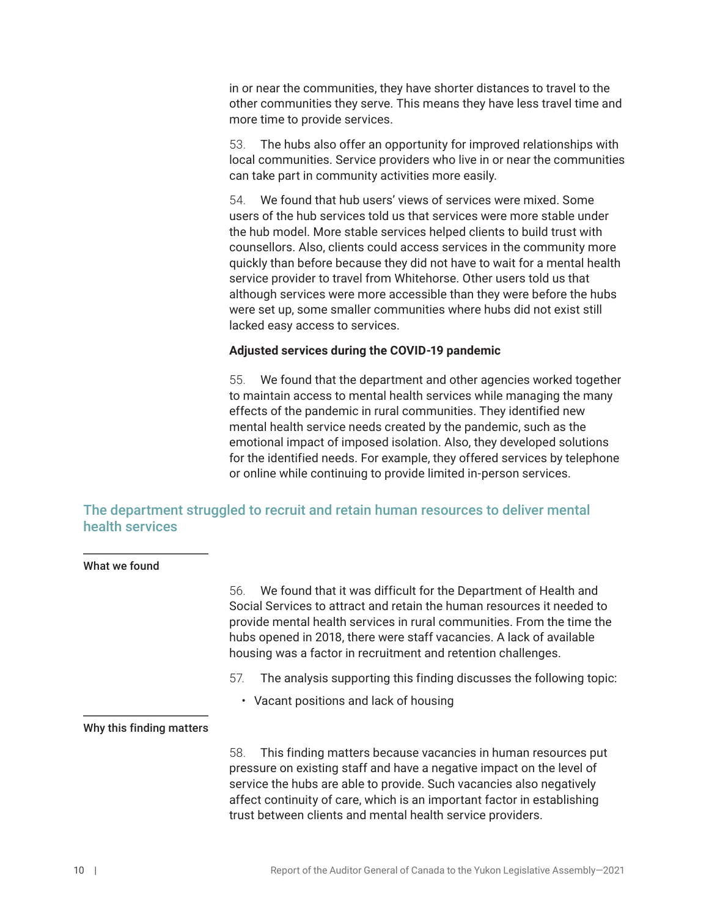in or near the communities, they have shorter distances to travel to the other communities they serve. This means they have less travel time and more time to provide services.

53. The hubs also offer an opportunity for improved relationships with local communities. Service providers who live in or near the communities can take part in community activities more easily.

54. We found that hub users' views of services were mixed. Some users of the hub services told us that services were more stable under the hub model. More stable services helped clients to build trust with counsellors. Also, clients could access services in the community more quickly than before because they did not have to wait for a mental health service provider to travel from Whitehorse. Other users told us that although services were more accessible than they were before the hubs were set up, some smaller communities where hubs did not exist still lacked easy access to services.

**Adjusted services during the COVID-19 pandemic**

55. We found that the department and other agencies worked together to maintain access to mental health services while managing the many effects of the pandemic in rural communities. They identified new mental health service needs created by the pandemic, such as the emotional impact of imposed isolation. Also, they developed solutions for the identified needs. For example, they offered services by telephone or online while continuing to provide limited in-person services.

## The department struggled to recruit and retain human resources to deliver mental health services

### What we found

56. We found that it was difficult for the Department of Health and Social Services to attract and retain the human resources it needed to provide mental health services in rural communities. From the time the hubs opened in 2018, there were staff vacancies. A lack of available housing was a factor in recruitment and retention challenges.

57. The analysis supporting this finding discusses the following topic:

- Vacant positions and lack of housing

### Why this finding matters

58. This finding matters because vacancies in human resources put pressure on existing staff and have a negative impact on the level of service the hubs are able to provide. Such vacancies also negatively affect continuity of care, which is an important factor in establishing trust between clients and mental health service providers.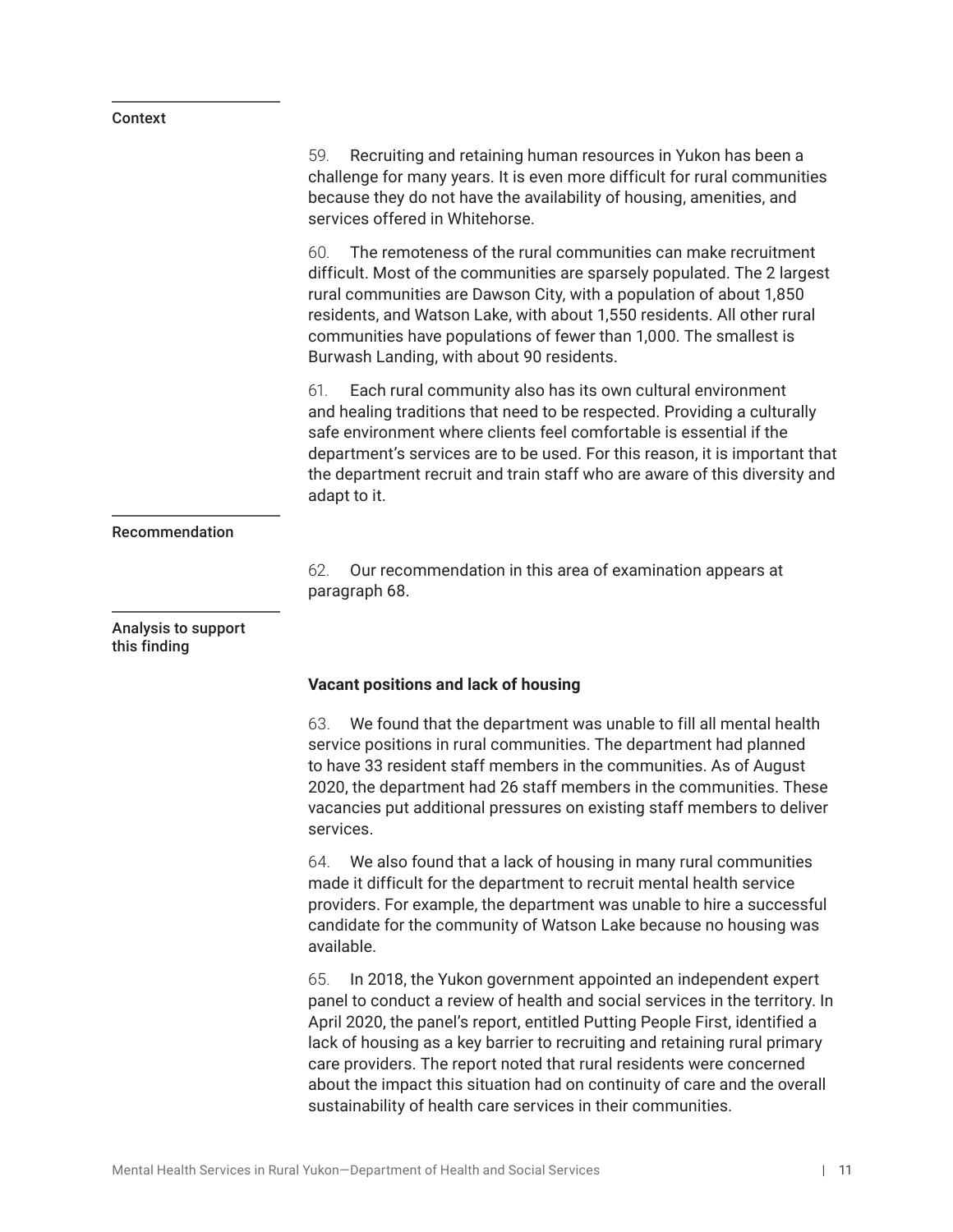Context

59. Recruiting and retaining human resources in Yukon has been a challenge for many years. It is even more difficult for rural communities because they do not have the availability of housing, amenities, and services offered in Whitehorse.

60. The remoteness of the rural communities can make recruitment difficult. Most of the communities are sparsely populated. The 2 largest rural communities are Dawson City, with a population of about 1,850 residents, and Watson Lake, with about 1,550 residents. All other rural communities have populations of fewer than 1,000. The smallest is Burwash Landing, with about 90 residents.

61. Each rural community also has its own cultural environment and healing traditions that need to be respected. Providing a culturally safe environment where clients feel comfortable is essential if the department's services are to be used. For this reason, it is important that the department recruit and train staff who are aware of this diversity and adapt to it.

Recommendation

62. Our recommendation in this area of examination appears at paragraph 68.

Analysis to support this finding

**Vacant positions and lack of housing**

63. We found that the department was unable to fill all mental health service positions in rural communities. The department had planned to have 33 resident staff members in the communities. As of August 2020, the department had 26 staff members in the communities. These vacancies put additional pressures on existing staff members to deliver services.

64. We also found that a lack of housing in many rural communities made it difficult for the department to recruit mental health service providers. For example, the department was unable to hire a successful candidate for the community of Watson Lake because no housing was available.

65. In 2018, the Yukon government appointed an independent expert panel to conduct a review of health and social services in the territory. In April 2020, the panel's report, entitled Putting People First, identified a lack of housing as a key barrier to recruiting and retaining rural primary care providers. The report noted that rural residents were concerned about the impact this situation had on continuity of care and the overall sustainability of health care services in their communities.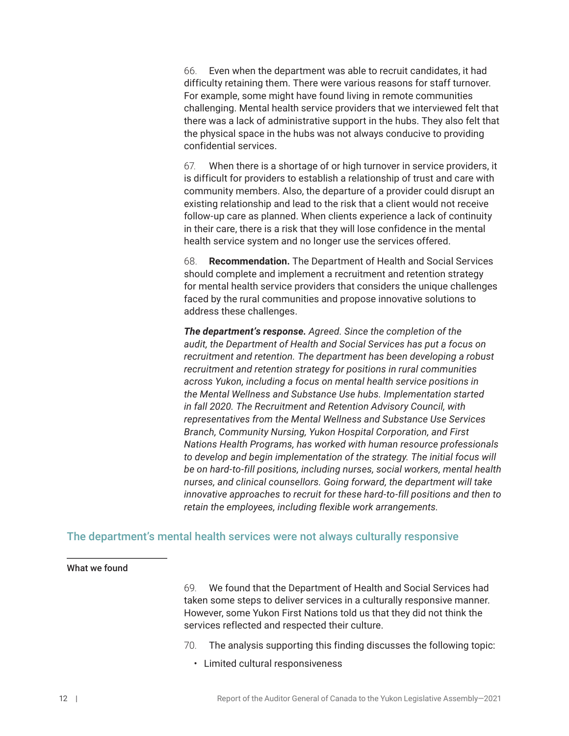66. Even when the department was able to recruit candidates, it had difficulty retaining them. There were various reasons for staff turnover. For example, some might have found living in remote communities challenging. Mental health service providers that we interviewed felt that there was a lack of administrative support in the hubs. They also felt that the physical space in the hubs was not always conducive to providing confidential services.

67. When there is a shortage of or high turnover in service providers, it is difficult for providers to establish a relationship of trust and care with community members. Also, the departure of a provider could disrupt an existing relationship and lead to the risk that a client would not receive follow-up care as planned. When clients experience a lack of continuity in their care, there is a risk that they will lose confidence in the mental health service system and no longer use the services offered.

68. **Recommendation.** The Department of Health and Social Services should complete and implement a recruitment and retention strategy for mental health service providers that considers the unique challenges faced by the rural communities and propose innovative solutions to address these challenges.

***The department's response.*** *Agreed. Since the completion of the audit, the Department of Health and Social Services has put a focus on recruitment and retention. The department has been developing a robust recruitment and retention strategy for positions in rural communities across Yukon, including a focus on mental health service positions in the Mental Wellness and Substance Use hubs. Implementation started in fall 2020. The Recruitment and Retention Advisory Council, with representatives from the Mental Wellness and Substance Use Services Branch, Community Nursing, Yukon Hospital Corporation, and First Nations Health Programs, has worked with human resource professionals to develop and begin implementation of the strategy. The initial focus will be on hard-to-fill positions, including nurses, social workers, mental health nurses, and clinical counsellors. Going forward, the department will take innovative approaches to recruit for these hard-to-fill positions and then to retain the employees, including flexible work arrangements.*

## The department's mental health services were not always culturally responsive

### What we found

69. We found that the Department of Health and Social Services had taken some steps to deliver services in a culturally responsive manner. However, some Yukon First Nations told us that they did not think the services reflected and respected their culture.

70. The analysis supporting this finding discusses the following topic:

- Limited cultural responsiveness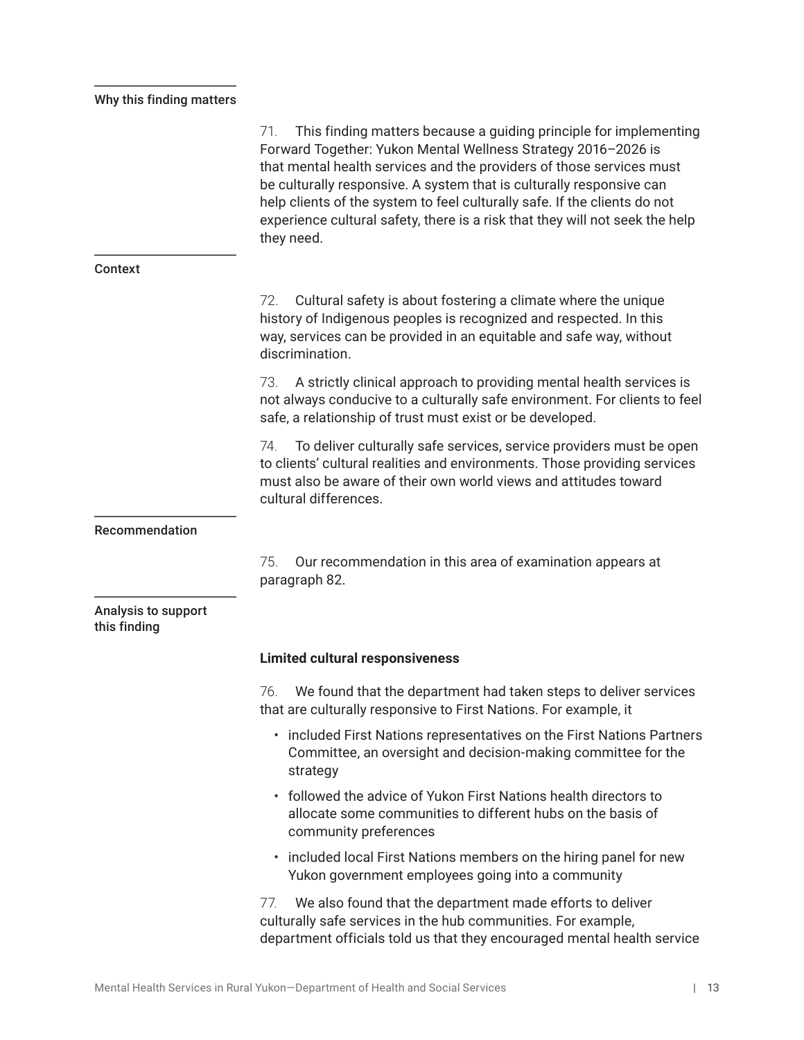### Why this finding matters

71. This finding matters because a guiding principle for implementing Forward Together: Yukon Mental Wellness Strategy 2016–2026 is that mental health services and the providers of those services must be culturally responsive. A system that is culturally responsive can help clients of the system to feel culturally safe. If the clients do not experience cultural safety, there is a risk that they will not seek the help they need.

### Context

72. Cultural safety is about fostering a climate where the unique history of Indigenous peoples is recognized and respected. In this way, services can be provided in an equitable and safe way, without discrimination.

73. A strictly clinical approach to providing mental health services is not always conducive to a culturally safe environment. For clients to feel safe, a relationship of trust must exist or be developed.

74. To deliver culturally safe services, service providers must be open to clients' cultural realities and environments. Those providing services must also be aware of their own world views and attitudes toward cultural differences.

### Recommendation

75. Our recommendation in this area of examination appears at paragraph 82.

### Analysis to support this finding

**Limited cultural responsiveness**

76. We found that the department had taken steps to deliver services that are culturally responsive to First Nations. For example, it

- included First Nations representatives on the First Nations Partners Committee, an oversight and decision-making committee for the strategy
- followed the advice of Yukon First Nations health directors to allocate some communities to different hubs on the basis of community preferences
- included local First Nations members on the hiring panel for new Yukon government employees going into a community

77. We also found that the department made efforts to deliver culturally safe services in the hub communities. For example, department officials told us that they encouraged mental health service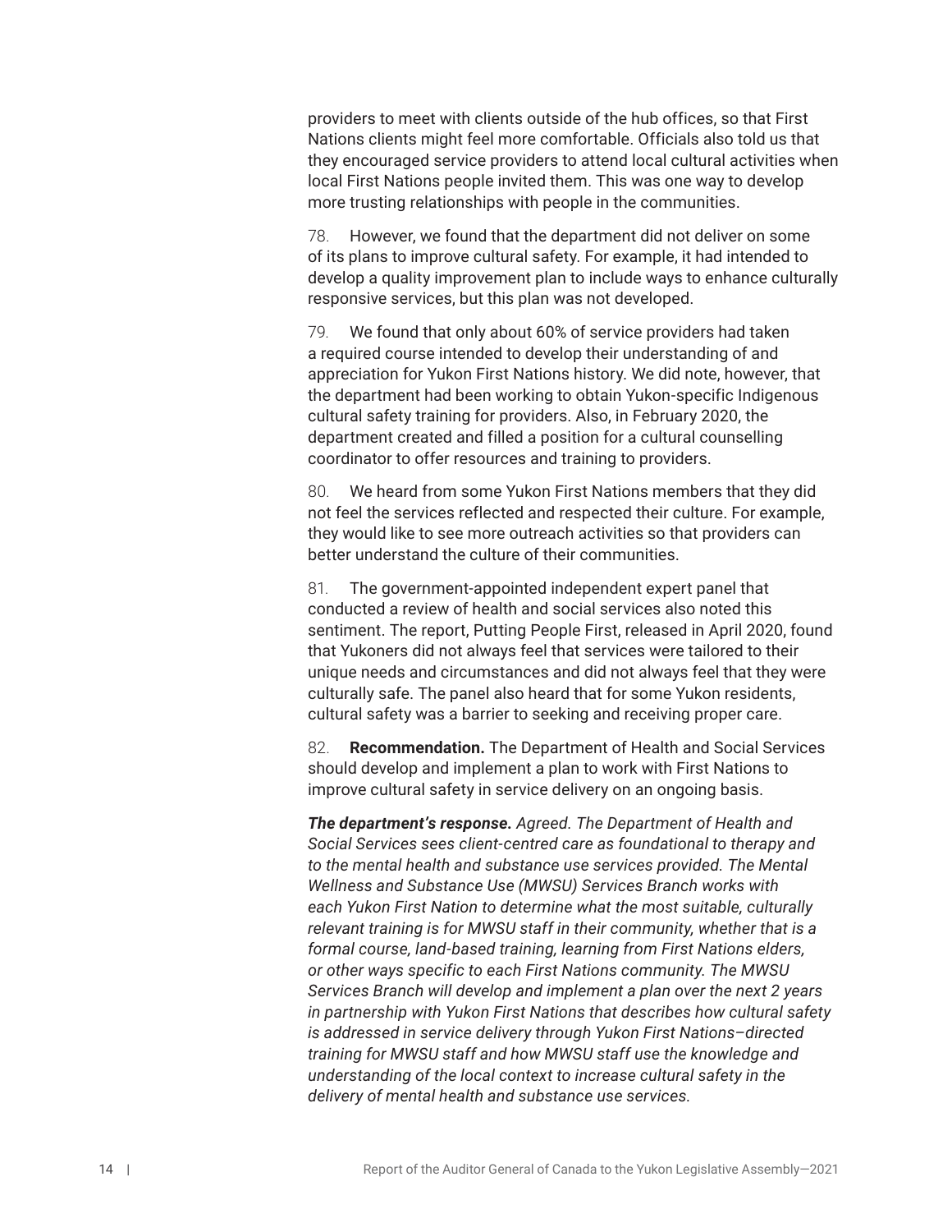providers to meet with clients outside of the hub offices, so that First Nations clients might feel more comfortable. Officials also told us that they encouraged service providers to attend local cultural activities when local First Nations people invited them. This was one way to develop more trusting relationships with people in the communities.

78. However, we found that the department did not deliver on some of its plans to improve cultural safety. For example, it had intended to develop a quality improvement plan to include ways to enhance culturally responsive services, but this plan was not developed.

79. We found that only about 60% of service providers had taken a required course intended to develop their understanding of and appreciation for Yukon First Nations history. We did note, however, that the department had been working to obtain Yukon-specific Indigenous cultural safety training for providers. Also, in February 2020, the department created and filled a position for a cultural counselling coordinator to offer resources and training to providers.

80. We heard from some Yukon First Nations members that they did not feel the services reflected and respected their culture. For example, they would like to see more outreach activities so that providers can better understand the culture of their communities.

81. The government-appointed independent expert panel that conducted a review of health and social services also noted this sentiment. The report, Putting People First, released in April 2020, found that Yukoners did not always feel that services were tailored to their unique needs and circumstances and did not always feel that they were culturally safe. The panel also heard that for some Yukon residents, cultural safety was a barrier to seeking and receiving proper care.

82. **Recommendation.** The Department of Health and Social Services should develop and implement a plan to work with First Nations to improve cultural safety in service delivery on an ongoing basis.

***The department's response.*** *Agreed. The Department of Health and Social Services sees client-centred care as foundational to therapy and to the mental health and substance use services provided. The Mental Wellness and Substance Use (MWSU) Services Branch works with each Yukon First Nation to determine what the most suitable, culturally relevant training is for MWSU staff in their community, whether that is a formal course, land-based training, learning from First Nations elders, or other ways specific to each First Nations community. The MWSU Services Branch will develop and implement a plan over the next 2 years in partnership with Yukon First Nations that describes how cultural safety is addressed in service delivery through Yukon First Nations–directed training for MWSU staff and how MWSU staff use the knowledge and understanding of the local context to increase cultural safety in the delivery of mental health and substance use services.*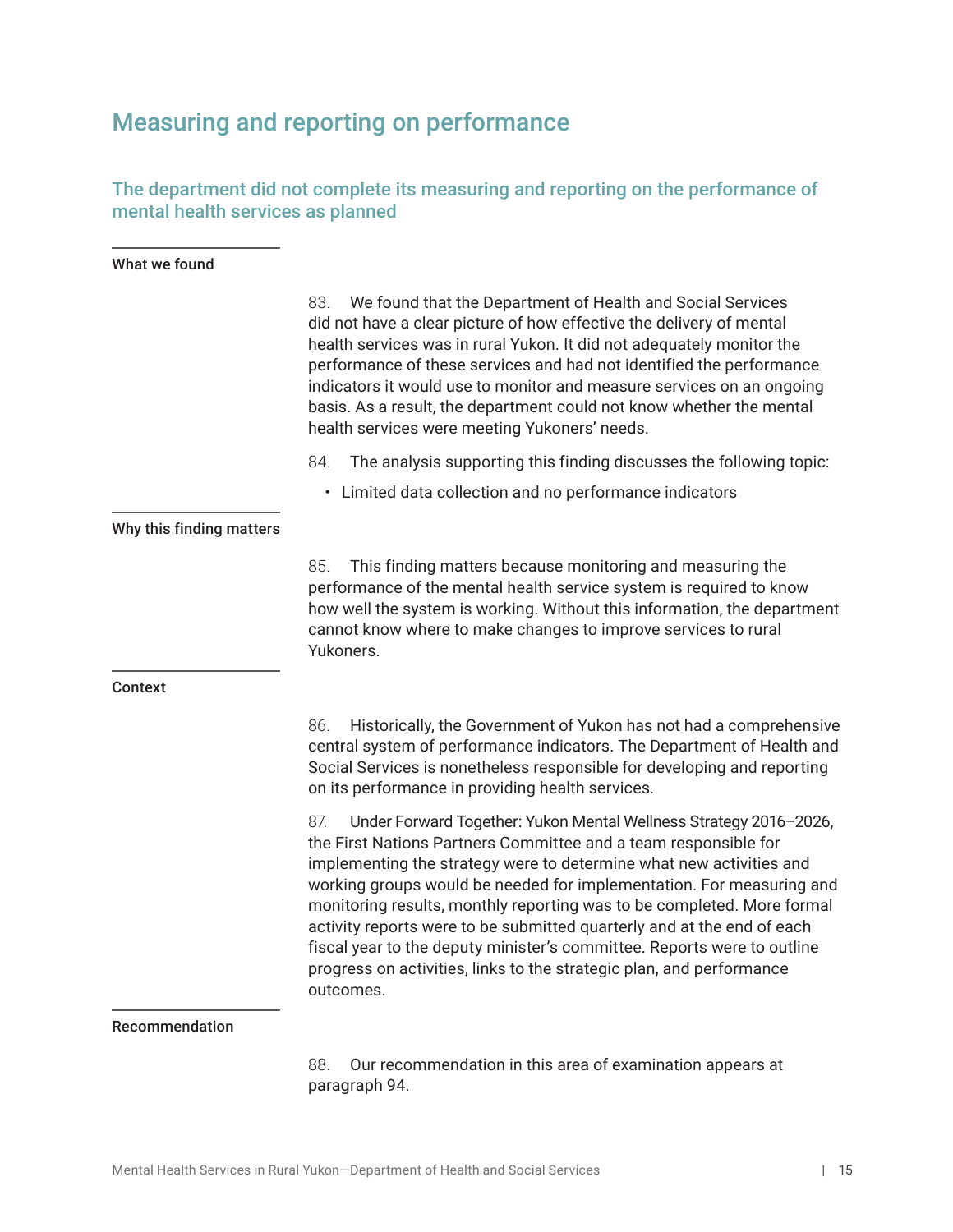## Measuring and reporting on performance

### The department did not complete its measuring and reporting on the performance of mental health services as planned

#### What we found

83. We found that the Department of Health and Social Services did not have a clear picture of how effective the delivery of mental health services was in rural Yukon. It did not adequately monitor the performance of these services and had not identified the performance indicators it would use to monitor and measure services on an ongoing basis. As a result, the department could not know whether the mental health services were meeting Yukoners' needs.

84. The analysis supporting this finding discusses the following topic:

- Limited data collection and no performance indicators

#### Why this finding matters

85. This finding matters because monitoring and measuring the performance of the mental health service system is required to know how well the system is working. Without this information, the department cannot know where to make changes to improve services to rural Yukoners.

#### Context

86. Historically, the Government of Yukon has not had a comprehensive central system of performance indicators. The Department of Health and Social Services is nonetheless responsible for developing and reporting on its performance in providing health services.

87. Under Forward Together: Yukon Mental Wellness Strategy 2016–2026, the First Nations Partners Committee and a team responsible for implementing the strategy were to determine what new activities and working groups would be needed for implementation. For measuring and monitoring results, monthly reporting was to be completed. More formal activity reports were to be submitted quarterly and at the end of each fiscal year to the deputy minister's committee. Reports were to outline progress on activities, links to the strategic plan, and performance outcomes.

#### Recommendation

88. Our recommendation in this area of examination appears at paragraph 94.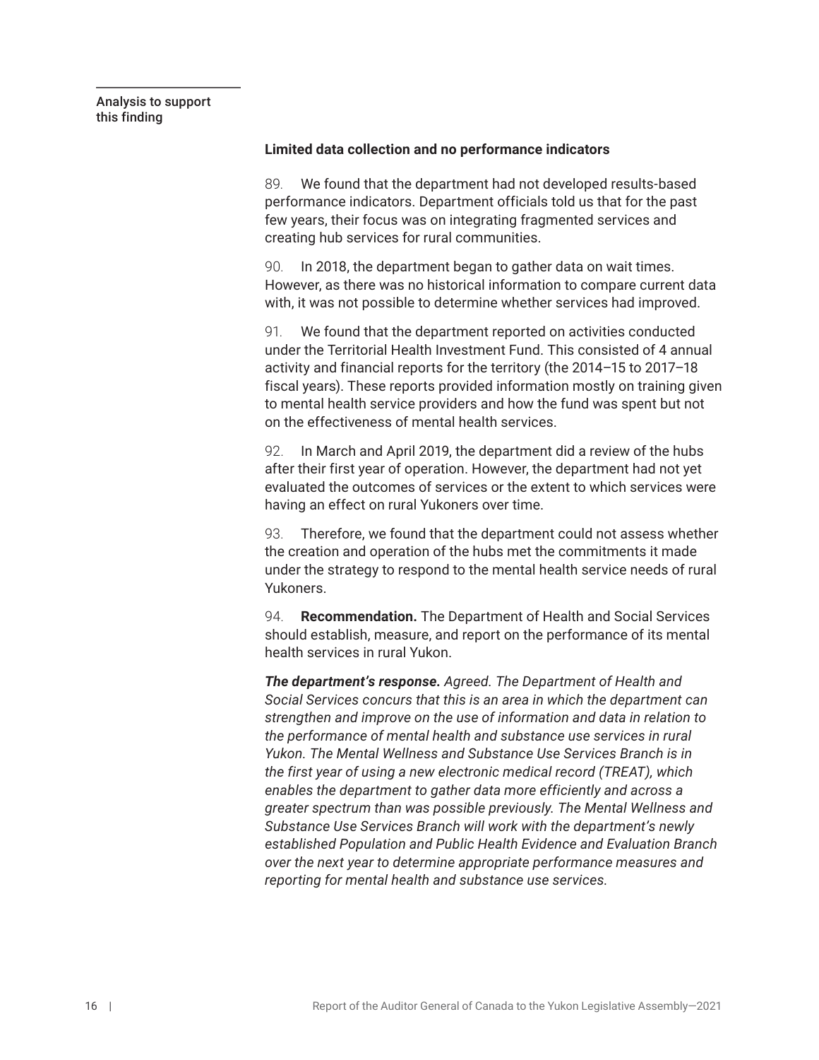Analysis to support this finding

**Limited data collection and no performance indicators**

89. We found that the department had not developed results-based performance indicators. Department officials told us that for the past few years, their focus was on integrating fragmented services and creating hub services for rural communities.

90. In 2018, the department began to gather data on wait times. However, as there was no historical information to compare current data with, it was not possible to determine whether services had improved.

91. We found that the department reported on activities conducted under the Territorial Health Investment Fund. This consisted of 4 annual activity and financial reports for the territory (the 2014–15 to 2017–18 fiscal years). These reports provided information mostly on training given to mental health service providers and how the fund was spent but not on the effectiveness of mental health services.

92. In March and April 2019, the department did a review of the hubs after their first year of operation. However, the department had not yet evaluated the outcomes of services or the extent to which services were having an effect on rural Yukoners over time.

93. Therefore, we found that the department could not assess whether the creation and operation of the hubs met the commitments it made under the strategy to respond to the mental health service needs of rural Yukoners.

94. **Recommendation.** The Department of Health and Social Services should establish, measure, and report on the performance of its mental health services in rural Yukon.

***The department's response.*** *Agreed. The Department of Health and Social Services concurs that this is an area in which the department can strengthen and improve on the use of information and data in relation to the performance of mental health and substance use services in rural Yukon. The Mental Wellness and Substance Use Services Branch is in the first year of using a new electronic medical record (TREAT), which enables the department to gather data more efficiently and across a greater spectrum than was possible previously. The Mental Wellness and Substance Use Services Branch will work with the department's newly established Population and Public Health Evidence and Evaluation Branch over the next year to determine appropriate performance measures and reporting for mental health and substance use services.*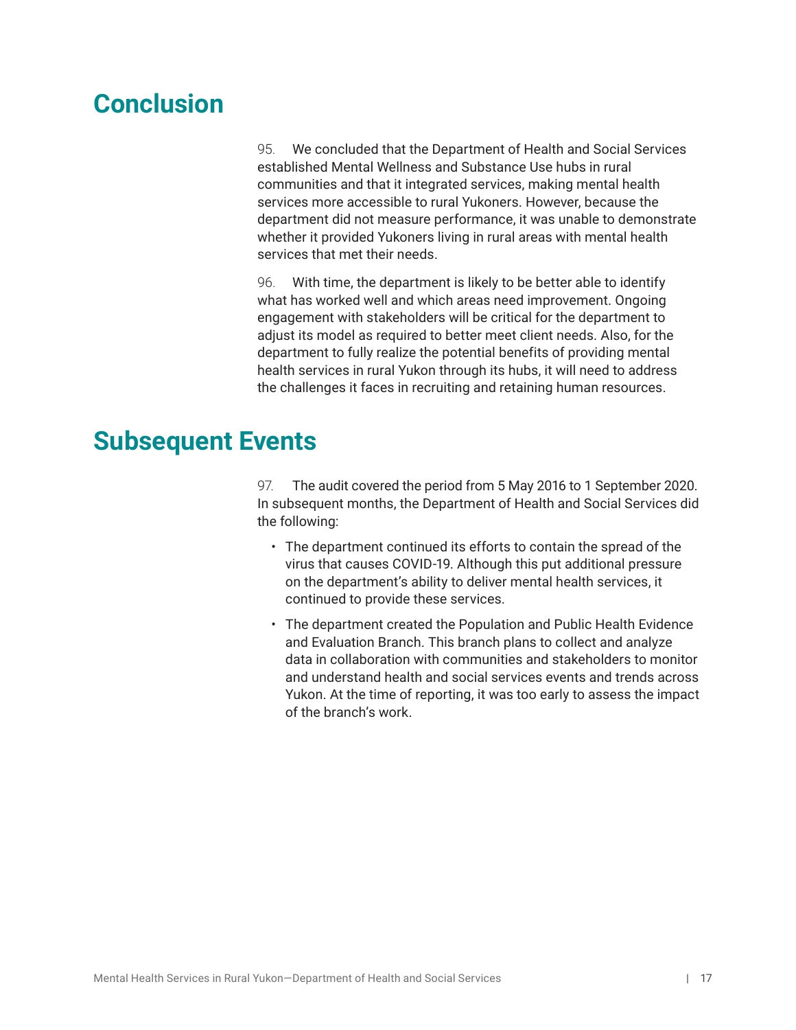## Conclusion

95. We concluded that the Department of Health and Social Services established Mental Wellness and Substance Use hubs in rural communities and that it integrated services, making mental health services more accessible to rural Yukoners. However, because the department did not measure performance, it was unable to demonstrate whether it provided Yukoners living in rural areas with mental health services that met their needs.

96. With time, the department is likely to be better able to identify what has worked well and which areas need improvement. Ongoing engagement with stakeholders will be critical for the department to adjust its model as required to better meet client needs. Also, for the department to fully realize the potential benefits of providing mental health services in rural Yukon through its hubs, it will need to address the challenges it faces in recruiting and retaining human resources.

## Subsequent Events

97. The audit covered the period from 5 May 2016 to 1 September 2020. In subsequent months, the Department of Health and Social Services did the following:

- The department continued its efforts to contain the spread of the virus that causes COVID-19. Although this put additional pressure on the department's ability to deliver mental health services, it continued to provide these services.
- The department created the Population and Public Health Evidence and Evaluation Branch. This branch plans to collect and analyze data in collaboration with communities and stakeholders to monitor and understand health and social services events and trends across Yukon. At the time of reporting, it was too early to assess the impact of the branch's work.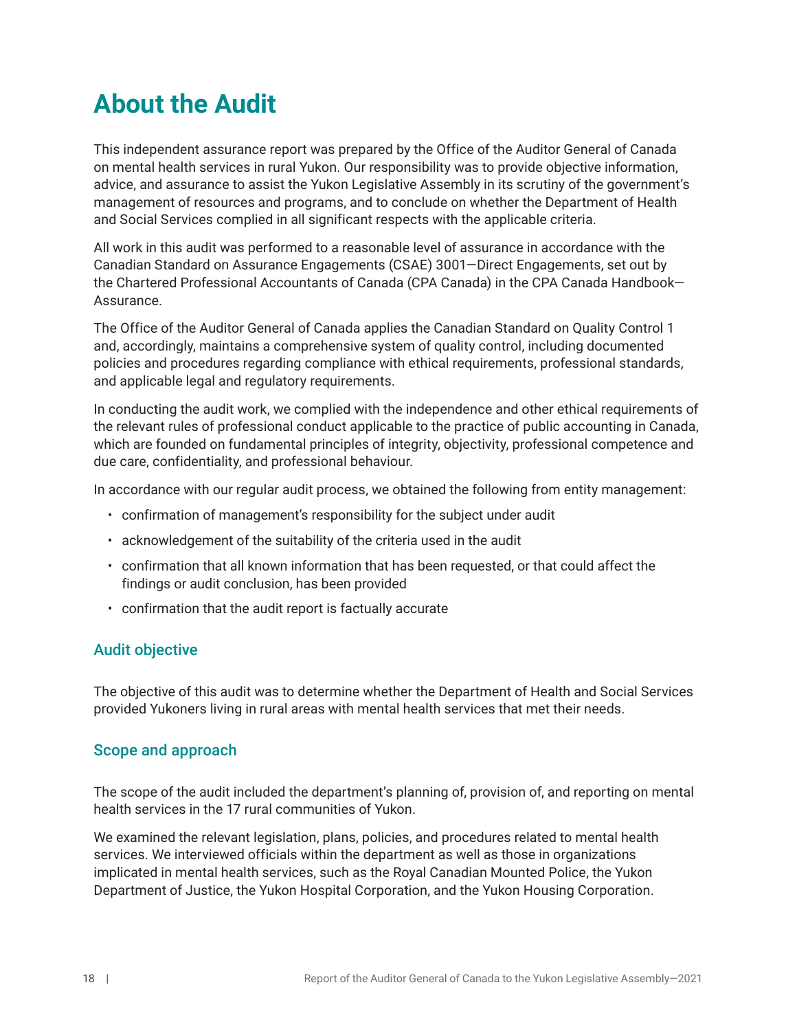# About the Audit

This independent assurance report was prepared by the Office of the Auditor General of Canada on mental health services in rural Yukon. Our responsibility was to provide objective information, advice, and assurance to assist the Yukon Legislative Assembly in its scrutiny of the government's management of resources and programs, and to conclude on whether the Department of Health and Social Services complied in all significant respects with the applicable criteria.

All work in this audit was performed to a reasonable level of assurance in accordance with the Canadian Standard on Assurance Engagements (CSAE) 3001—Direct Engagements, set out by the Chartered Professional Accountants of Canada (CPA Canada) in the CPA Canada Handbook—Assurance.

The Office of the Auditor General of Canada applies the Canadian Standard on Quality Control 1 and, accordingly, maintains a comprehensive system of quality control, including documented policies and procedures regarding compliance with ethical requirements, professional standards, and applicable legal and regulatory requirements.

In conducting the audit work, we complied with the independence and other ethical requirements of the relevant rules of professional conduct applicable to the practice of public accounting in Canada, which are founded on fundamental principles of integrity, objectivity, professional competence and due care, confidentiality, and professional behaviour.

In accordance with our regular audit process, we obtained the following from entity management:

- confirmation of management's responsibility for the subject under audit
- acknowledgement of the suitability of the criteria used in the audit
- confirmation that all known information that has been requested, or that could affect the findings or audit conclusion, has been provided
- confirmation that the audit report is factually accurate

## Audit objective

The objective of this audit was to determine whether the Department of Health and Social Services provided Yukoners living in rural areas with mental health services that met their needs.

## Scope and approach

The scope of the audit included the department's planning of, provision of, and reporting on mental health services in the 17 rural communities of Yukon.

We examined the relevant legislation, plans, policies, and procedures related to mental health services. We interviewed officials within the department as well as those in organizations implicated in mental health services, such as the Royal Canadian Mounted Police, the Yukon Department of Justice, the Yukon Hospital Corporation, and the Yukon Housing Corporation.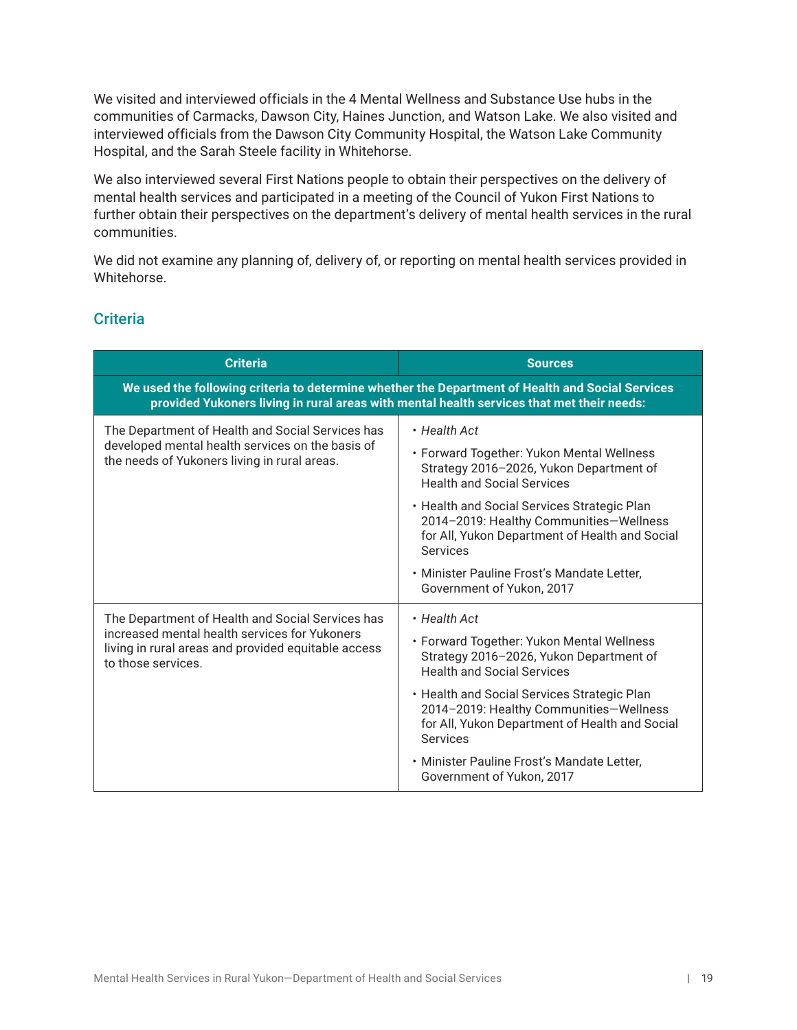We visited and interviewed officials in the 4 Mental Wellness and Substance Use hubs in the communities of Carmacks, Dawson City, Haines Junction, and Watson Lake. We also visited and interviewed officials from the Dawson City Community Hospital, the Watson Lake Community Hospital, and the Sarah Steele facility in Whitehorse.

We also interviewed several First Nations people to obtain their perspectives on the delivery of mental health services and participated in a meeting of the Council of Yukon First Nations to further obtain their perspectives on the department's delivery of mental health services in the rural communities.

We did not examine any planning of, delivery of, or reporting on mental health services provided in Whitehorse.

## Criteria

| Criteria | Sources |
|---|---|
| **We used the following criteria to determine whether the Department of Health and Social Services provided Yukoners living in rural areas with mental health services that met their needs:** | |
| The Department of Health and Social Services has developed mental health services on the basis of the needs of Yukoners living in rural areas. | • *Health Act*<br>• Forward Together: Yukon Mental Wellness Strategy 2016–2026, Yukon Department of Health and Social Services<br>• Health and Social Services Strategic Plan 2014–2019: Healthy Communities—Wellness for All, Yukon Department of Health and Social Services<br>• Minister Pauline Frost's Mandate Letter, Government of Yukon, 2017 |
| The Department of Health and Social Services has increased mental health services for Yukoners living in rural areas and provided equitable access to those services. | • *Health Act*<br>• Forward Together: Yukon Mental Wellness Strategy 2016–2026, Yukon Department of Health and Social Services<br>• Health and Social Services Strategic Plan 2014–2019: Healthy Communities—Wellness for All, Yukon Department of Health and Social Services<br>• Minister Pauline Frost's Mandate Letter, Government of Yukon, 2017 |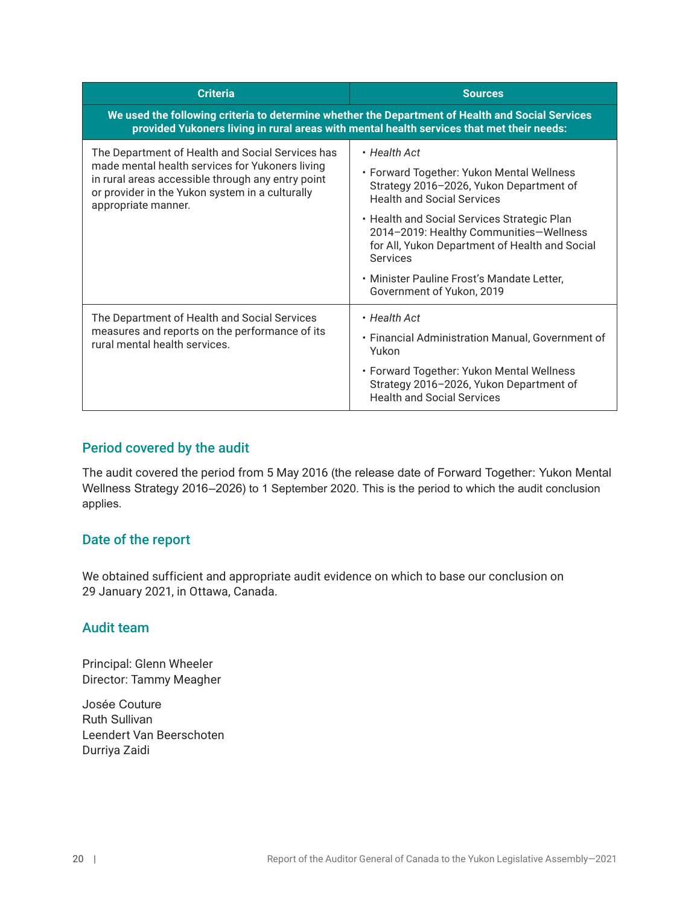| Criteria | Sources |
|---|---|
| **We used the following criteria to determine whether the Department of Health and Social Services provided Yukoners living in rural areas with mental health services that met their needs:** | |
| The Department of Health and Social Services has made mental health services for Yukoners living in rural areas accessible through any entry point or provider in the Yukon system in a culturally appropriate manner. | • *Health Act*<br>• Forward Together: Yukon Mental Wellness Strategy 2016–2026, Yukon Department of Health and Social Services<br>• Health and Social Services Strategic Plan 2014–2019: Healthy Communities—Wellness for All, Yukon Department of Health and Social Services<br>• Minister Pauline Frost's Mandate Letter, Government of Yukon, 2019 |
| The Department of Health and Social Services measures and reports on the performance of its rural mental health services. | • *Health Act*<br>• Financial Administration Manual, Government of Yukon<br>• Forward Together: Yukon Mental Wellness Strategy 2016–2026, Yukon Department of Health and Social Services |

## Period covered by the audit

The audit covered the period from 5 May 2016 (the release date of Forward Together: Yukon Mental Wellness Strategy 2016–2026) to 1 September 2020. This is the period to which the audit conclusion applies.

## Date of the report

We obtained sufficient and appropriate audit evidence on which to base our conclusion on 29 January 2021, in Ottawa, Canada.

## Audit team

Principal: Glenn Wheeler
Director: Tammy Meagher

Josée Couture
Ruth Sullivan
Leendert Van Beerschoten
Durriya Zaidi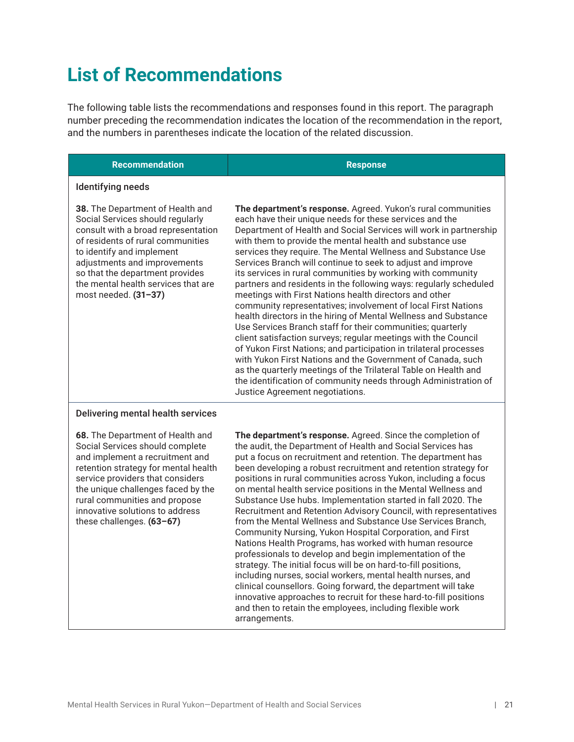# List of Recommendations

The following table lists the recommendations and responses found in this report. The paragraph number preceding the recommendation indicates the location of the recommendation in the report, and the numbers in parentheses indicate the location of the related discussion.

| Recommendation | Response |
|---|---|
| Identifying needs | |
| **38.** The Department of Health and Social Services should regularly consult with a broad representation of residents of rural communities to identify and implement adjustments and improvements so that the department provides the mental health services that are most needed. **(31–37)** | **The department's response.** Agreed. Yukon's rural communities each have their unique needs for these services and the Department of Health and Social Services will work in partnership with them to provide the mental health and substance use services they require. The Mental Wellness and Substance Use Services Branch will continue to seek to adjust and improve its services in rural communities by working with community partners and residents in the following ways: regularly scheduled meetings with First Nations health directors and other community representatives; involvement of local First Nations health directors in the hiring of Mental Wellness and Substance Use Services Branch staff for their communities; quarterly client satisfaction surveys; regular meetings with the Council of Yukon First Nations; and participation in trilateral processes with Yukon First Nations and the Government of Canada, such as the quarterly meetings of the Trilateral Table on Health and the identification of community needs through Administration of Justice Agreement negotiations. |
| Delivering mental health services | |
| **68.** The Department of Health and Social Services should complete and implement a recruitment and retention strategy for mental health service providers that considers the unique challenges faced by the rural communities and propose innovative solutions to address these challenges. **(63–67)** | **The department's response.** Agreed. Since the completion of the audit, the Department of Health and Social Services has put a focus on recruitment and retention. The department has been developing a robust recruitment and retention strategy for positions in rural communities across Yukon, including a focus on mental health service positions in the Mental Wellness and Substance Use hubs. Implementation started in fall 2020. The Recruitment and Retention Advisory Council, with representatives from the Mental Wellness and Substance Use Services Branch, Community Nursing, Yukon Hospital Corporation, and First Nations Health Programs, has worked with human resource professionals to develop and begin implementation of the strategy. The initial focus will be on hard-to-fill positions, including nurses, social workers, mental health nurses, and clinical counsellors. Going forward, the department will take innovative approaches to recruit for these hard-to-fill positions and then to retain the employees, including flexible work arrangements. |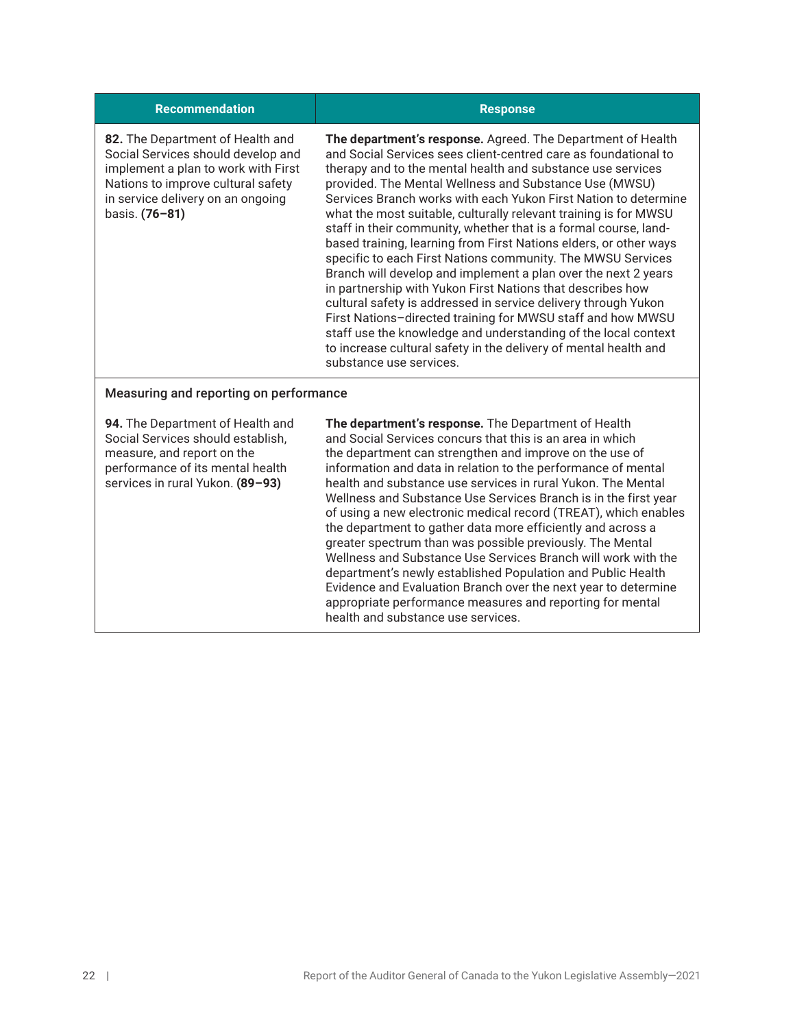| Recommendation | Response |
| --- | --- |
| **82.** The Department of Health and Social Services should develop and implement a plan to work with First Nations to improve cultural safety in service delivery on an ongoing basis. **(76–81)** | **The department's response.** Agreed. The Department of Health and Social Services sees client-centred care as foundational to therapy and to the mental health and substance use services provided. The Mental Wellness and Substance Use (MWSU) Services Branch works with each Yukon First Nation to determine what the most suitable, culturally relevant training is for MWSU staff in their community, whether that is a formal course, land-based training, learning from First Nations elders, or other ways specific to each First Nations community. The MWSU Services Branch will develop and implement a plan over the next 2 years in partnership with Yukon First Nations that describes how cultural safety is addressed in service delivery through Yukon First Nations–directed training for MWSU staff and how MWSU staff use the knowledge and understanding of the local context to increase cultural safety in the delivery of mental health and substance use services. |
| Measuring and reporting on performance | |
| **94.** The Department of Health and Social Services should establish, measure, and report on the performance of its mental health services in rural Yukon. **(89–93)** | **The department's response.** The Department of Health and Social Services concurs that this is an area in which the department can strengthen and improve on the use of information and data in relation to the performance of mental health and substance use services in rural Yukon. The Mental Wellness and Substance Use Services Branch is in the first year of using a new electronic medical record (TREAT), which enables the department to gather data more efficiently and across a greater spectrum than was possible previously. The Mental Wellness and Substance Use Services Branch will work with the department's newly established Population and Public Health Evidence and Evaluation Branch over the next year to determine appropriate performance measures and reporting for mental health and substance use services. |